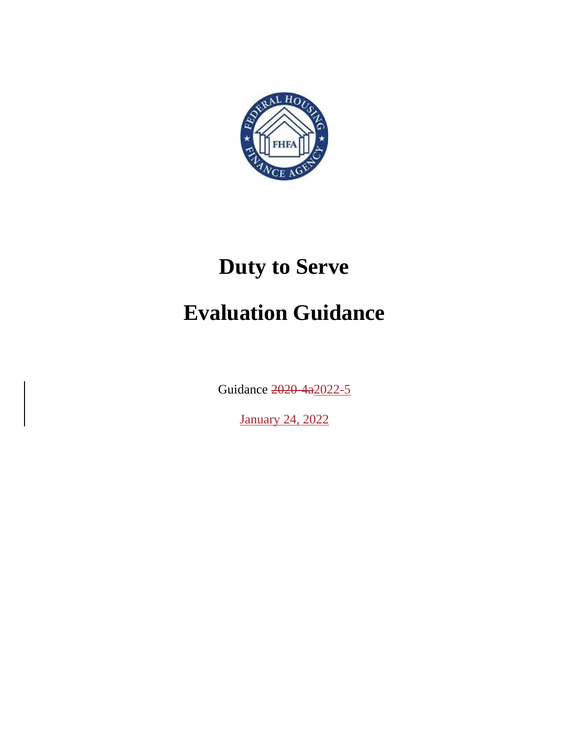# Duty to Serve

# Evaluation Guidance

Guidance ~~2020-4a~~2022-5

January 24, 2022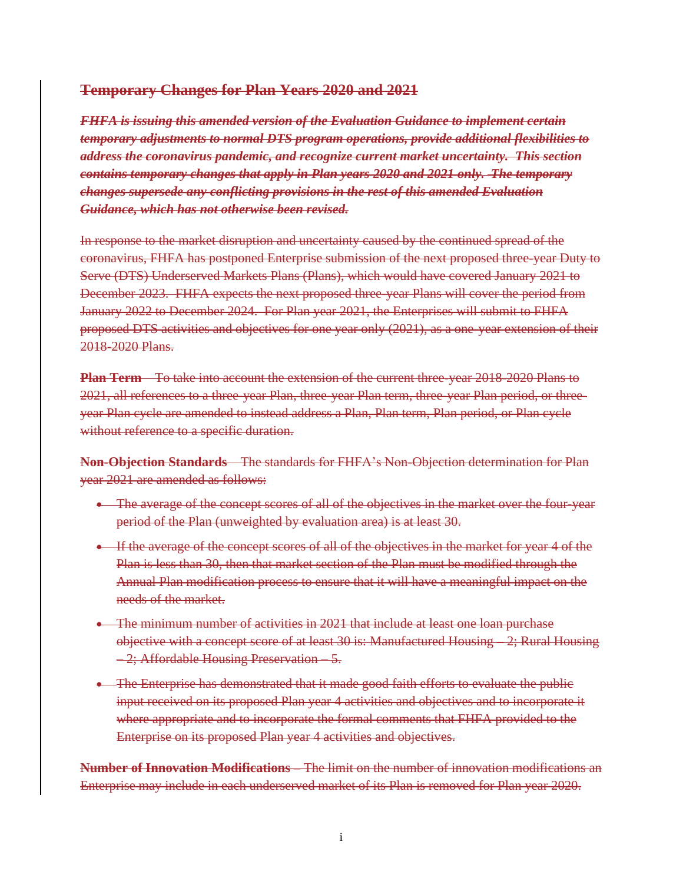## Temporary Changes for Plan Years 2020 and 2021

***FHFA is issuing this amended version of the Evaluation Guidance to implement certain temporary adjustments to normal DTS program operations, provide additional flexibilities to address the coronavirus pandemic, and recognize current market uncertainty. This section contains temporary changes that apply in Plan years 2020 and 2021 only. The temporary changes supersede any conflicting provisions in the rest of this amended Evaluation Guidance, which has not otherwise been revised.***

In response to the market disruption and uncertainty caused by the continued spread of the coronavirus, FHFA has postponed Enterprise submission of the next proposed three-year Duty to Serve (DTS) Underserved Markets Plans (Plans), which would have covered January 2021 to December 2023. FHFA expects the next proposed three-year Plans will cover the period from January 2022 to December 2024. For Plan year 2021, the Enterprises will submit to FHFA proposed DTS activities and objectives for one year only (2021), as a one-year extension of their 2018-2020 Plans.

**Plan Term** – To take into account the extension of the current three-year 2018-2020 Plans to 2021, all references to a three-year Plan, three-year Plan term, three-year Plan period, or three-year Plan cycle are amended to instead address a Plan, Plan term, Plan period, or Plan cycle without reference to a specific duration.

**Non-Objection Standards** – The standards for FHFA's Non-Objection determination for Plan year 2021 are amended as follows:

- The average of the concept scores of all of the objectives in the market over the four-year period of the Plan (unweighted by evaluation area) is at least 30.
- If the average of the concept scores of all of the objectives in the market for year 4 of the Plan is less than 30, then that market section of the Plan must be modified through the Annual Plan modification process to ensure that it will have a meaningful impact on the needs of the market.
- The minimum number of activities in 2021 that include at least one loan purchase objective with a concept score of at least 30 is: Manufactured Housing – 2; Rural Housing – 2; Affordable Housing Preservation – 5.
- The Enterprise has demonstrated that it made good faith efforts to evaluate the public input received on its proposed Plan year 4 activities and objectives and to incorporate it where appropriate and to incorporate the formal comments that FHFA provided to the Enterprise on its proposed Plan year 4 activities and objectives.

**Number of Innovation Modifications** – The limit on the number of innovation modifications an Enterprise may include in each underserved market of its Plan is removed for Plan year 2020.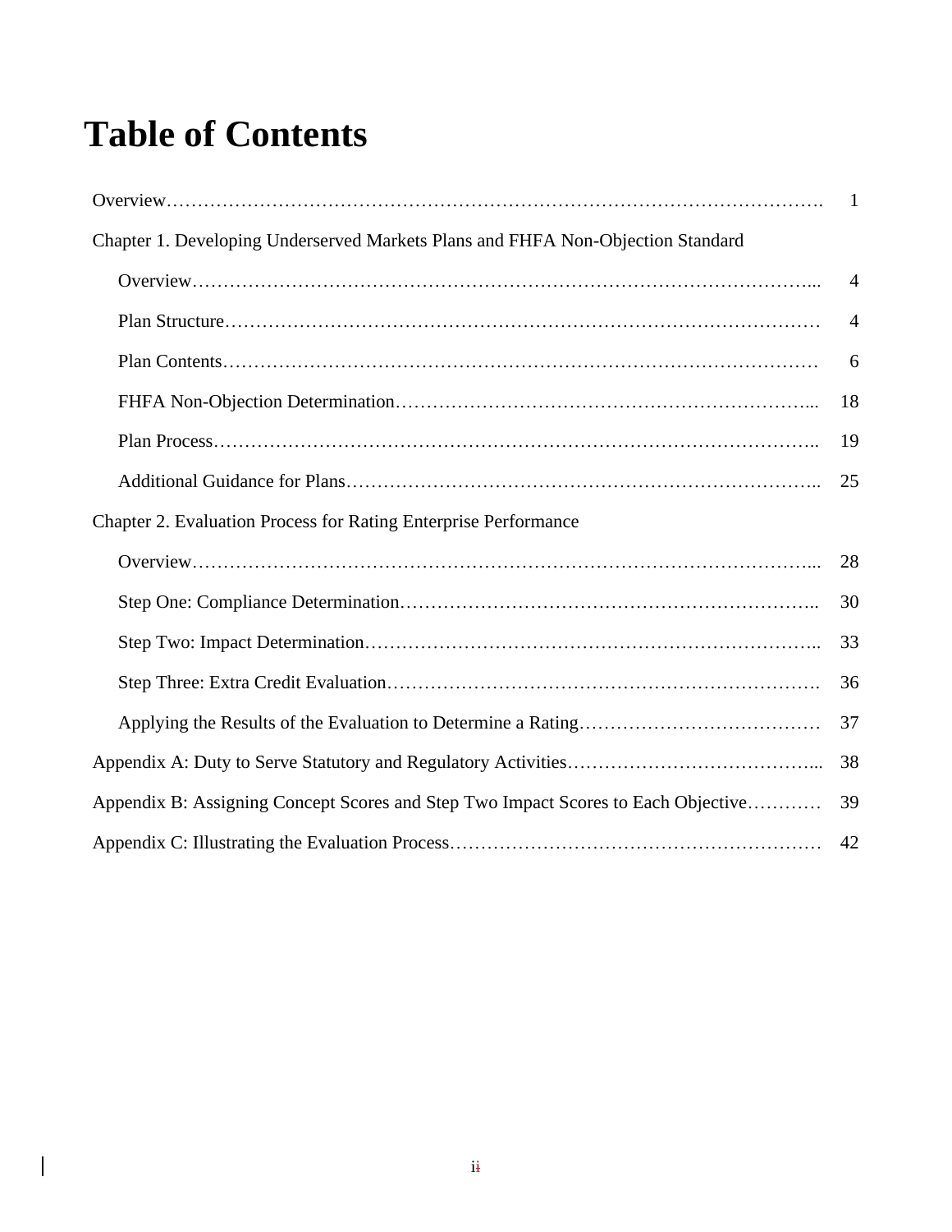# Table of Contents

| | |
|---|---|
| Overview | 1 |
| Chapter 1. Developing Underserved Markets Plans and FHFA Non-Objection Standard | |
| Overview | 4 |
| Plan Structure | 4 |
| Plan Contents | 6 |
| FHFA Non-Objection Determination | 18 |
| Plan Process | 19 |
| Additional Guidance for Plans | 25 |
| Chapter 2. Evaluation Process for Rating Enterprise Performance | |
| Overview | 28 |
| Step One: Compliance Determination | 30 |
| Step Two: Impact Determination | 33 |
| Step Three: Extra Credit Evaluation | 36 |
| Applying the Results of the Evaluation to Determine a Rating | 37 |
| Appendix A: Duty to Serve Statutory and Regulatory Activities | 38 |
| Appendix B: Assigning Concept Scores and Step Two Impact Scores to Each Objective | 39 |
| Appendix C: Illustrating the Evaluation Process | 42 |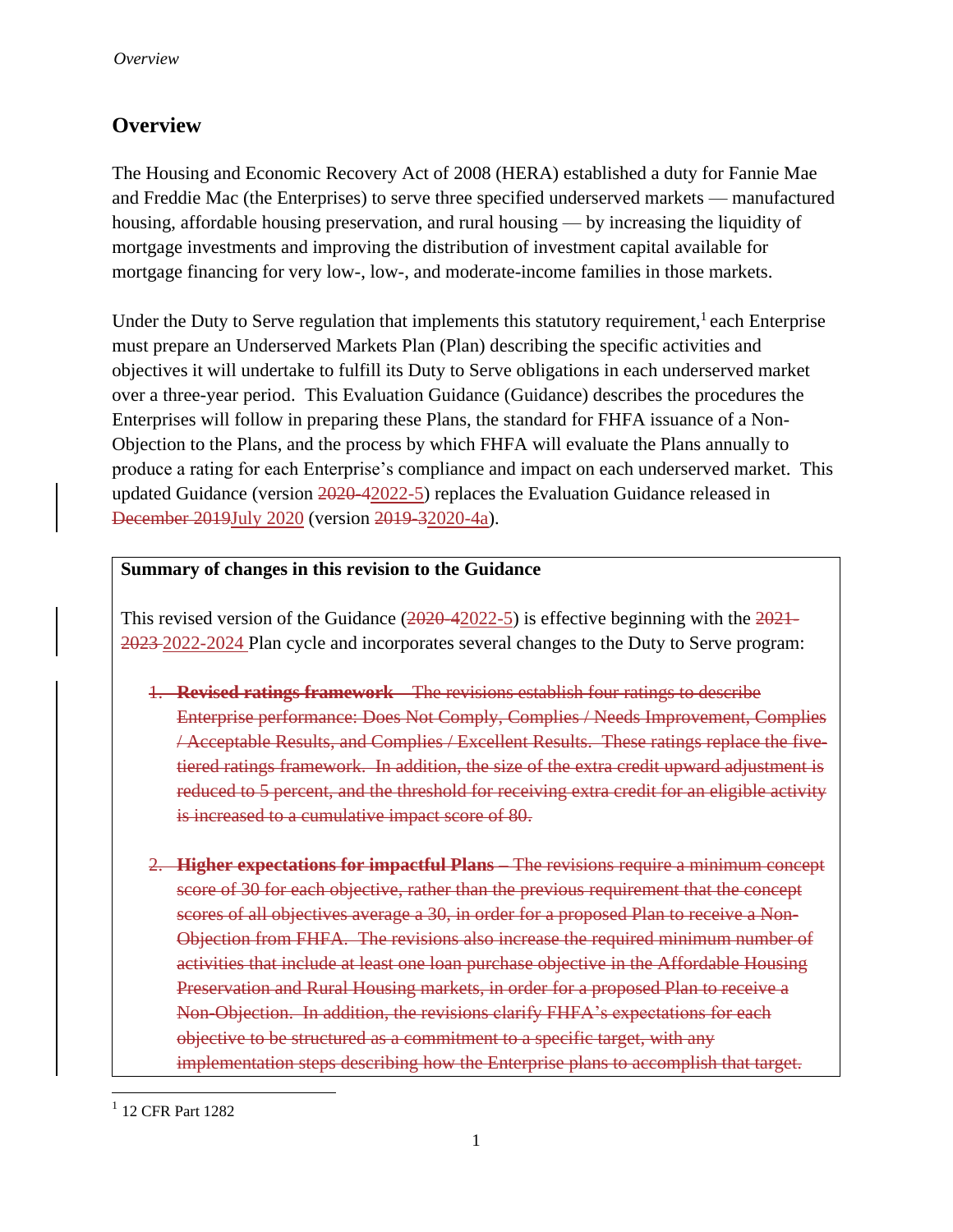## Overview

The Housing and Economic Recovery Act of 2008 (HERA) established a duty for Fannie Mae and Freddie Mac (the Enterprises) to serve three specified underserved markets — manufactured housing, affordable housing preservation, and rural housing — by increasing the liquidity of mortgage investments and improving the distribution of investment capital available for mortgage financing for very low-, low-, and moderate-income families in those markets.

Under the Duty to Serve regulation that implements this statutory requirement,[1] each Enterprise must prepare an Underserved Markets Plan (Plan) describing the specific activities and objectives it will undertake to fulfill its Duty to Serve obligations in each underserved market over a three-year period. This Evaluation Guidance (Guidance) describes the procedures the Enterprises will follow in preparing these Plans, the standard for FHFA issuance of a Non-Objection to the Plans, and the process by which FHFA will evaluate the Plans annually to produce a rating for each Enterprise's compliance and impact on each underserved market. This updated Guidance (version ~~2020-4~~2022-5) replaces the Evaluation Guidance released in ~~December 2019~~July 2020 (version ~~2019-3~~2020-4a).

**Summary of changes in this revision to the Guidance**

This revised version of the Guidance (~~2020-4~~2022-5) is effective beginning with the ~~2021-2023~~ 2022-2024 Plan cycle and incorporates several changes to the Duty to Serve program:

~~1. **Revised ratings framework** – The revisions establish four ratings to describe Enterprise performance: Does Not Comply, Complies / Needs Improvement, Complies / Acceptable Results, and Complies / Excellent Results. These ratings replace the five-tiered ratings framework. In addition, the size of the extra credit upward adjustment is reduced to 5 percent, and the threshold for receiving extra credit for an eligible activity is increased to a cumulative impact score of 80.~~

~~2. **Higher expectations for impactful Plans** – The revisions require a minimum concept score of 30 for each objective, rather than the previous requirement that the concept scores of all objectives average a 30, in order for a proposed Plan to receive a Non-Objection from FHFA. The revisions also increase the required minimum number of activities that include at least one loan purchase objective in the Affordable Housing Preservation and Rural Housing markets, in order for a proposed Plan to receive a Non-Objection. In addition, the revisions clarify FHFA's expectations for each objective to be structured as a commitment to a specific target, with any implementation steps describing how the Enterprise plans to accomplish that target.~~

[1] 12 CFR Part 1282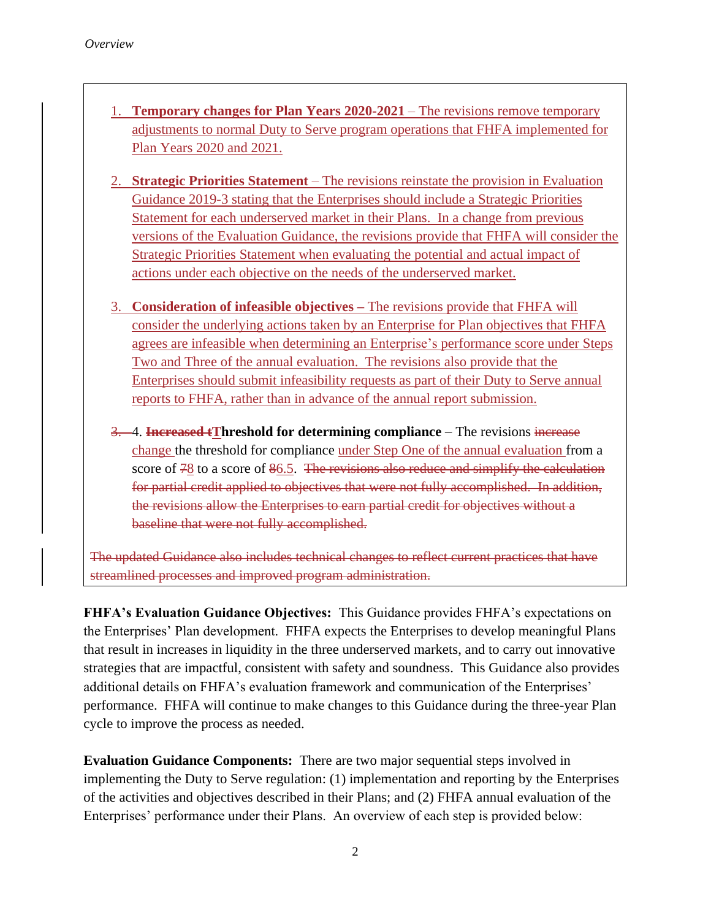1. **Temporary changes for Plan Years 2020-2021** – The revisions remove temporary adjustments to normal Duty to Serve program operations that FHFA implemented for Plan Years 2020 and 2021.

2. **Strategic Priorities Statement** – The revisions reinstate the provision in Evaluation Guidance 2019-3 stating that the Enterprises should include a Strategic Priorities Statement for each underserved market in their Plans. In a change from previous versions of the Evaluation Guidance, the revisions provide that FHFA will consider the Strategic Priorities Statement when evaluating the potential and actual impact of actions under each objective on the needs of the underserved market.

3. **Consideration of infeasible objectives** – The revisions provide that FHFA will consider the underlying actions taken by an Enterprise for Plan objectives that FHFA agrees are infeasible when determining an Enterprise's performance score under Steps Two and Three of the annual evaluation. The revisions also provide that the Enterprises should submit infeasibility requests as part of their Duty to Serve annual reports to FHFA, rather than in advance of the annual report submission.

~~3.~~ 4. ~~**Increased t**~~**Threshold for determining compliance** – The revisions ~~increase~~ change the threshold for compliance under Step One of the annual evaluation from a score of ~~7~~8 to a score of ~~8~~6.5. ~~The revisions also reduce and simplify the calculation for partial credit applied to objectives that were not fully accomplished. In addition, the revisions allow the Enterprises to earn partial credit for objectives without a baseline that were not fully accomplished.~~

~~The updated Guidance also includes technical changes to reflect current practices that have streamlined processes and improved program administration.~~

**FHFA's Evaluation Guidance Objectives:** This Guidance provides FHFA's expectations on the Enterprises' Plan development. FHFA expects the Enterprises to develop meaningful Plans that result in increases in liquidity in the three underserved markets, and to carry out innovative strategies that are impactful, consistent with safety and soundness. This Guidance also provides additional details on FHFA's evaluation framework and communication of the Enterprises' performance. FHFA will continue to make changes to this Guidance during the three-year Plan cycle to improve the process as needed.

**Evaluation Guidance Components:** There are two major sequential steps involved in implementing the Duty to Serve regulation: (1) implementation and reporting by the Enterprises of the activities and objectives described in their Plans; and (2) FHFA annual evaluation of the Enterprises' performance under their Plans. An overview of each step is provided below: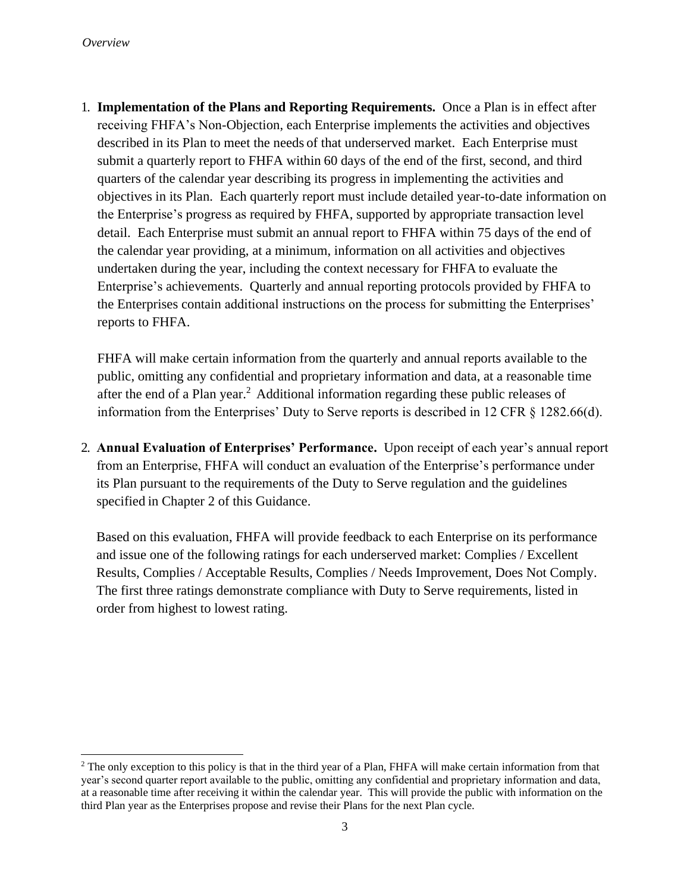1. **Implementation of the Plans and Reporting Requirements.** Once a Plan is in effect after receiving FHFA's Non-Objection, each Enterprise implements the activities and objectives described in its Plan to meet the needs of that underserved market. Each Enterprise must submit a quarterly report to FHFA within 60 days of the end of the first, second, and third quarters of the calendar year describing its progress in implementing the activities and objectives in its Plan. Each quarterly report must include detailed year-to-date information on the Enterprise's progress as required by FHFA, supported by appropriate transaction level detail. Each Enterprise must submit an annual report to FHFA within 75 days of the end of the calendar year providing, at a minimum, information on all activities and objectives undertaken during the year, including the context necessary for FHFA to evaluate the Enterprise's achievements. Quarterly and annual reporting protocols provided by FHFA to the Enterprises contain additional instructions on the process for submitting the Enterprises' reports to FHFA.

   FHFA will make certain information from the quarterly and annual reports available to the public, omitting any confidential and proprietary information and data, at a reasonable time after the end of a Plan year.[2] Additional information regarding these public releases of information from the Enterprises' Duty to Serve reports is described in 12 CFR § 1282.66(d).

2. **Annual Evaluation of Enterprises' Performance.** Upon receipt of each year's annual report from an Enterprise, FHFA will conduct an evaluation of the Enterprise's performance under its Plan pursuant to the requirements of the Duty to Serve regulation and the guidelines specified in Chapter 2 of this Guidance.

   Based on this evaluation, FHFA will provide feedback to each Enterprise on its performance and issue one of the following ratings for each underserved market: Complies / Excellent Results, Complies / Acceptable Results, Complies / Needs Improvement, Does Not Comply. The first three ratings demonstrate compliance with Duty to Serve requirements, listed in order from highest to lowest rating.

---

[2] The only exception to this policy is that in the third year of a Plan, FHFA will make certain information from that year's second quarter report available to the public, omitting any confidential and proprietary information and data, at a reasonable time after receiving it within the calendar year. This will provide the public with information on the third Plan year as the Enterprises propose and revise their Plans for the next Plan cycle.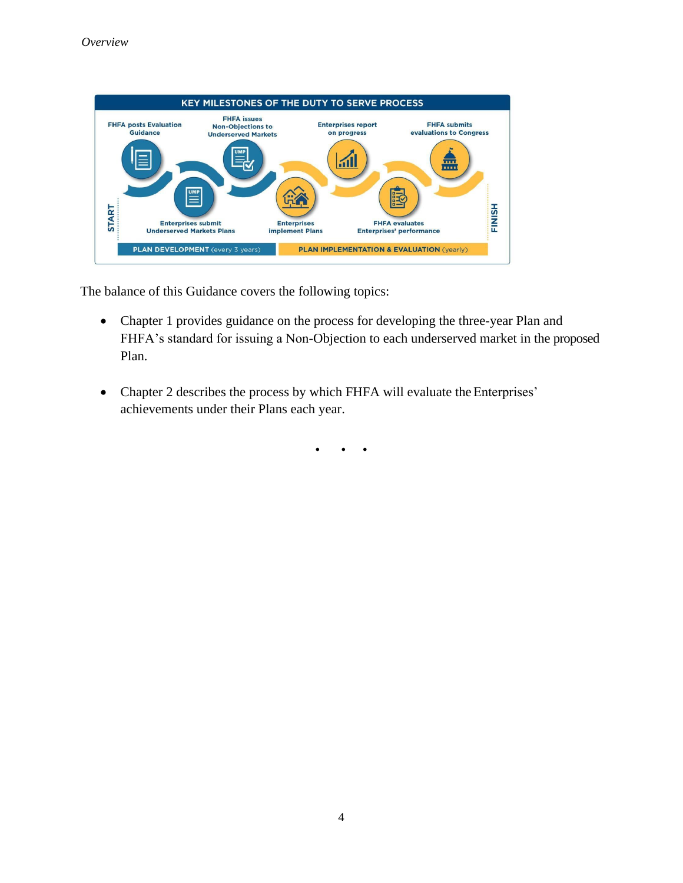KEY MILESTONES OF THE DUTY TO SERVE PROCESS

- FHFA posts Evaluation Guidance
- Enterprises submit Underserved Markets Plans
- FHFA issues Non-Objections to Underserved Markets
- Enterprises implement Plans
- Enterprises report on progress
- FHFA evaluates Enterprises' performance
- FHFA submits evaluations to Congress

START — PLAN DEVELOPMENT (every 3 years) — PLAN IMPLEMENTATION & EVALUATION (yearly) — FINISH

The balance of this Guidance covers the following topics:

- Chapter 1 provides guidance on the process for developing the three-year Plan and FHFA's standard for issuing a Non-Objection to each underserved market in the proposed Plan.
- Chapter 2 describes the process by which FHFA will evaluate the Enterprises' achievements under their Plans each year.

• • •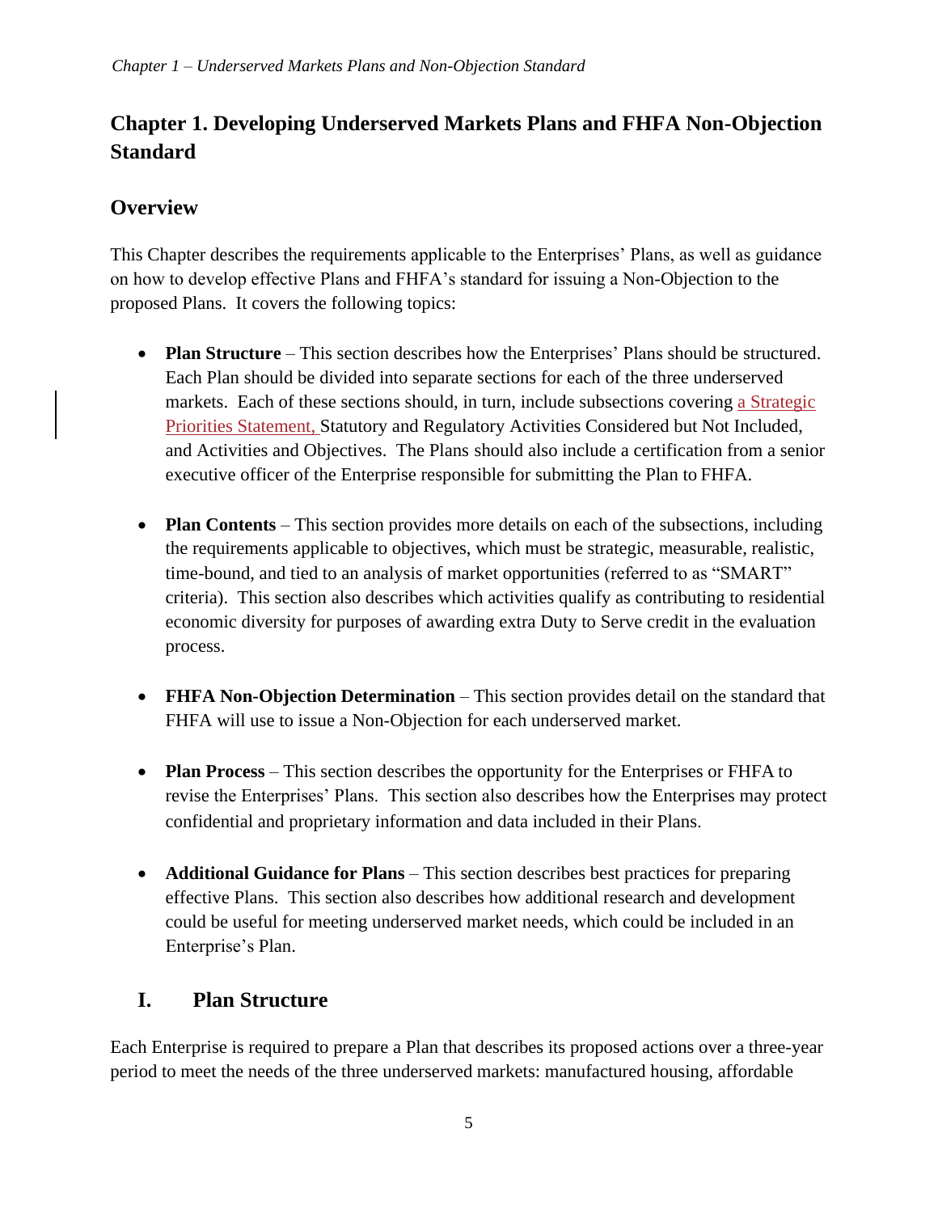# Chapter 1. Developing Underserved Markets Plans and FHFA Non-Objection Standard

## Overview

This Chapter describes the requirements applicable to the Enterprises' Plans, as well as guidance on how to develop effective Plans and FHFA's standard for issuing a Non-Objection to the proposed Plans. It covers the following topics:

- **Plan Structure** – This section describes how the Enterprises' Plans should be structured. Each Plan should be divided into separate sections for each of the three underserved markets. Each of these sections should, in turn, include subsections covering a Strategic Priorities Statement, Statutory and Regulatory Activities Considered but Not Included, and Activities and Objectives. The Plans should also include a certification from a senior executive officer of the Enterprise responsible for submitting the Plan to FHFA.

- **Plan Contents** – This section provides more details on each of the subsections, including the requirements applicable to objectives, which must be strategic, measurable, realistic, time-bound, and tied to an analysis of market opportunities (referred to as "SMART" criteria). This section also describes which activities qualify as contributing to residential economic diversity for purposes of awarding extra Duty to Serve credit in the evaluation process.

- **FHFA Non-Objection Determination** – This section provides detail on the standard that FHFA will use to issue a Non-Objection for each underserved market.

- **Plan Process** – This section describes the opportunity for the Enterprises or FHFA to revise the Enterprises' Plans. This section also describes how the Enterprises may protect confidential and proprietary information and data included in their Plans.

- **Additional Guidance for Plans** – This section describes best practices for preparing effective Plans. This section also describes how additional research and development could be useful for meeting underserved market needs, which could be included in an Enterprise's Plan.

## I. Plan Structure

Each Enterprise is required to prepare a Plan that describes its proposed actions over a three-year period to meet the needs of the three underserved markets: manufactured housing, affordable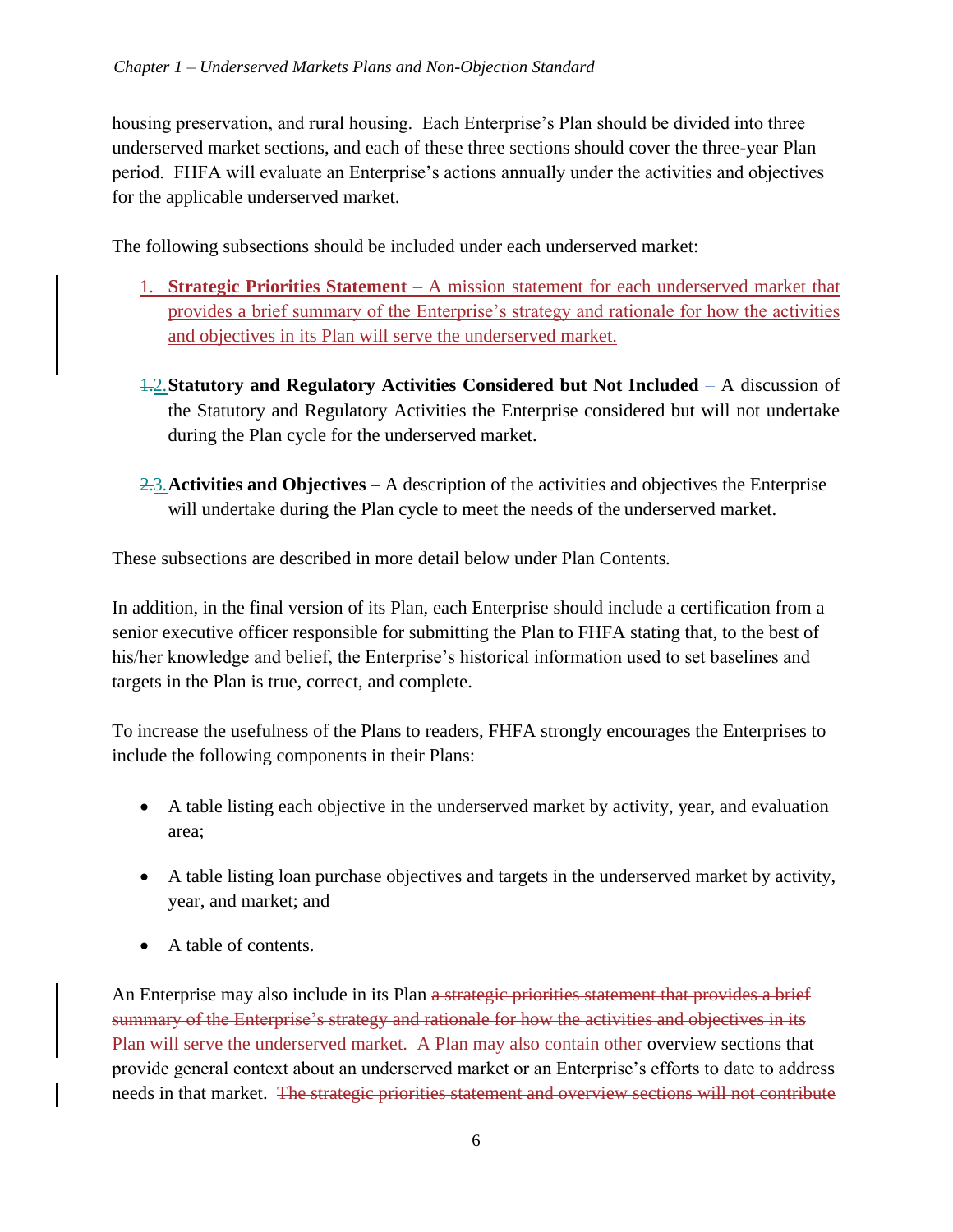housing preservation, and rural housing. Each Enterprise's Plan should be divided into three underserved market sections, and each of these three sections should cover the three-year Plan period. FHFA will evaluate an Enterprise's actions annually under the activities and objectives for the applicable underserved market.

The following subsections should be included under each underserved market:

1. **Strategic Priorities Statement** – A mission statement for each underserved market that provides a brief summary of the Enterprise's strategy and rationale for how the activities and objectives in its Plan will serve the underserved market.

2. **Statutory and Regulatory Activities Considered but Not Included** – A discussion of the Statutory and Regulatory Activities the Enterprise considered but will not undertake during the Plan cycle for the underserved market.

3. **Activities and Objectives** – A description of the activities and objectives the Enterprise will undertake during the Plan cycle to meet the needs of the underserved market.

These subsections are described in more detail below under Plan Contents.

In addition, in the final version of its Plan, each Enterprise should include a certification from a senior executive officer responsible for submitting the Plan to FHFA stating that, to the best of his/her knowledge and belief, the Enterprise's historical information used to set baselines and targets in the Plan is true, correct, and complete.

To increase the usefulness of the Plans to readers, FHFA strongly encourages the Enterprises to include the following components in their Plans:

- A table listing each objective in the underserved market by activity, year, and evaluation area;
- A table listing loan purchase objectives and targets in the underserved market by activity, year, and market; and
- A table of contents.

An Enterprise may also include in its Plan ~~a strategic priorities statement that provides a brief summary of the Enterprise's strategy and rationale for how the activities and objectives in its Plan will serve the underserved market. A Plan may also contain other~~ overview sections that provide general context about an underserved market or an Enterprise's efforts to date to address needs in that market. ~~The strategic priorities statement and overview sections will not contribute~~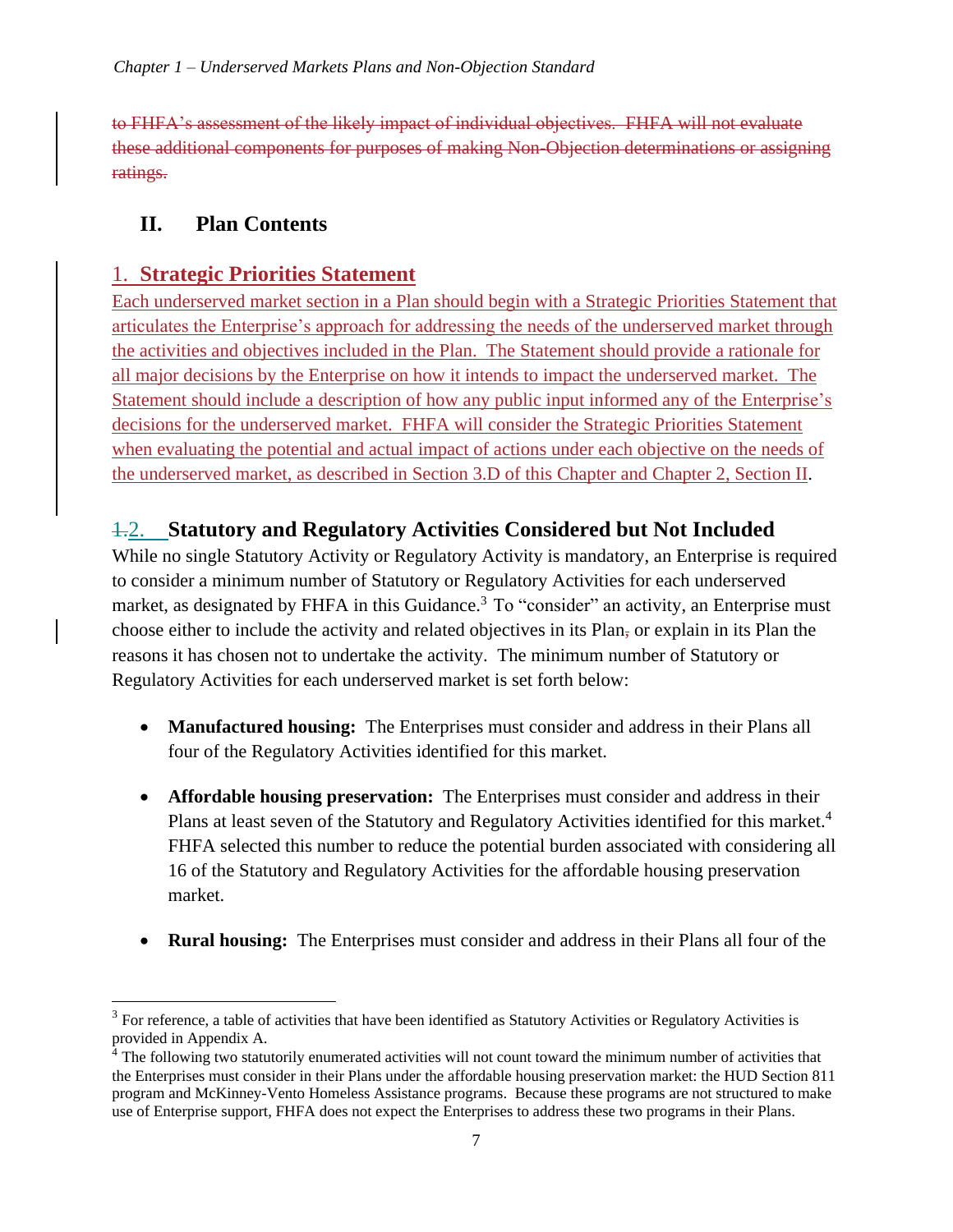to FHFA's assessment of the likely impact of individual objectives. FHFA will not evaluate these additional components for purposes of making Non-Objection determinations or assigning ratings.

## II. Plan Contents

### 1. Strategic Priorities Statement

Each underserved market section in a Plan should begin with a Strategic Priorities Statement that articulates the Enterprise's approach for addressing the needs of the underserved market through the activities and objectives included in the Plan. The Statement should provide a rationale for all major decisions by the Enterprise on how it intends to impact the underserved market. The Statement should include a description of how any public input informed any of the Enterprise's decisions for the underserved market. FHFA will consider the Strategic Priorities Statement when evaluating the potential and actual impact of actions under each objective on the needs of the underserved market, as described in Section 3.D of this Chapter and Chapter 2, Section II.

### 1.2. Statutory and Regulatory Activities Considered but Not Included

While no single Statutory Activity or Regulatory Activity is mandatory, an Enterprise is required to consider a minimum number of Statutory or Regulatory Activities for each underserved market, as designated by FHFA in this Guidance.[3] To "consider" an activity, an Enterprise must choose either to include the activity and related objectives in its Plan, or explain in its Plan the reasons it has chosen not to undertake the activity. The minimum number of Statutory or Regulatory Activities for each underserved market is set forth below:

- **Manufactured housing:** The Enterprises must consider and address in their Plans all four of the Regulatory Activities identified for this market.
- **Affordable housing preservation:** The Enterprises must consider and address in their Plans at least seven of the Statutory and Regulatory Activities identified for this market.[4] FHFA selected this number to reduce the potential burden associated with considering all 16 of the Statutory and Regulatory Activities for the affordable housing preservation market.
- **Rural housing:** The Enterprises must consider and address in their Plans all four of the

[3] For reference, a table of activities that have been identified as Statutory Activities or Regulatory Activities is provided in Appendix A.

[4] The following two statutorily enumerated activities will not count toward the minimum number of activities that the Enterprises must consider in their Plans under the affordable housing preservation market: the HUD Section 811 program and McKinney-Vento Homeless Assistance programs. Because these programs are not structured to make use of Enterprise support, FHFA does not expect the Enterprises to address these two programs in their Plans.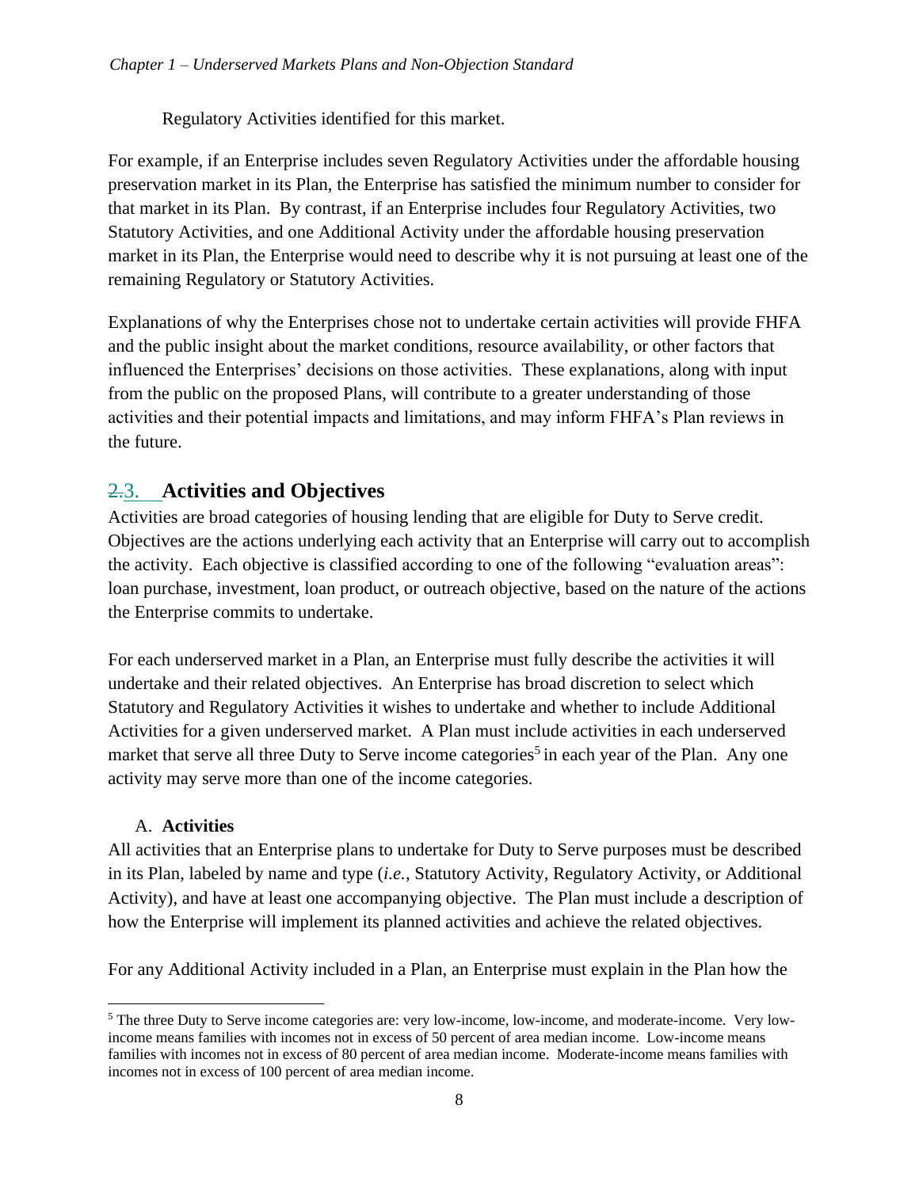Regulatory Activities identified for this market.

For example, if an Enterprise includes seven Regulatory Activities under the affordable housing preservation market in its Plan, the Enterprise has satisfied the minimum number to consider for that market in its Plan. By contrast, if an Enterprise includes four Regulatory Activities, two Statutory Activities, and one Additional Activity under the affordable housing preservation market in its Plan, the Enterprise would need to describe why it is not pursuing at least one of the remaining Regulatory or Statutory Activities.

Explanations of why the Enterprises chose not to undertake certain activities will provide FHFA and the public insight about the market conditions, resource availability, or other factors that influenced the Enterprises' decisions on those activities. These explanations, along with input from the public on the proposed Plans, will contribute to a greater understanding of those activities and their potential impacts and limitations, and may inform FHFA's Plan reviews in the future.

## 3. Activities and Objectives

Activities are broad categories of housing lending that are eligible for Duty to Serve credit. Objectives are the actions underlying each activity that an Enterprise will carry out to accomplish the activity. Each objective is classified according to one of the following "evaluation areas": loan purchase, investment, loan product, or outreach objective, based on the nature of the actions the Enterprise commits to undertake.

For each underserved market in a Plan, an Enterprise must fully describe the activities it will undertake and their related objectives. An Enterprise has broad discretion to select which Statutory and Regulatory Activities it wishes to undertake and whether to include Additional Activities for a given underserved market. A Plan must include activities in each underserved market that serve all three Duty to Serve income categories[5] in each year of the Plan. Any one activity may serve more than one of the income categories.

### A. Activities

All activities that an Enterprise plans to undertake for Duty to Serve purposes must be described in its Plan, labeled by name and type (*i.e.*, Statutory Activity, Regulatory Activity, or Additional Activity), and have at least one accompanying objective. The Plan must include a description of how the Enterprise will implement its planned activities and achieve the related objectives.

For any Additional Activity included in a Plan, an Enterprise must explain in the Plan how the

[5] The three Duty to Serve income categories are: very low-income, low-income, and moderate-income. Very low-income means families with incomes not in excess of 50 percent of area median income. Low-income means families with incomes not in excess of 80 percent of area median income. Moderate-income means families with incomes not in excess of 100 percent of area median income.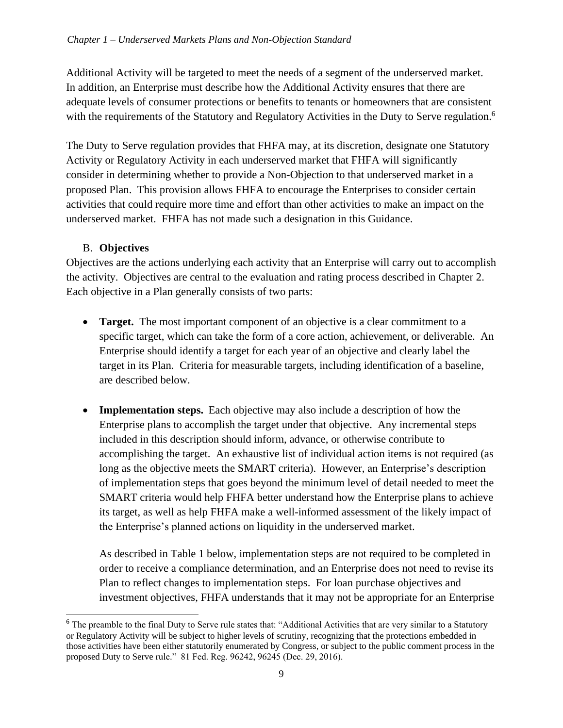Additional Activity will be targeted to meet the needs of a segment of the underserved market. In addition, an Enterprise must describe how the Additional Activity ensures that there are adequate levels of consumer protections or benefits to tenants or homeowners that are consistent with the requirements of the Statutory and Regulatory Activities in the Duty to Serve regulation.[6]

The Duty to Serve regulation provides that FHFA may, at its discretion, designate one Statutory Activity or Regulatory Activity in each underserved market that FHFA will significantly consider in determining whether to provide a Non-Objection to that underserved market in a proposed Plan. This provision allows FHFA to encourage the Enterprises to consider certain activities that could require more time and effort than other activities to make an impact on the underserved market. FHFA has not made such a designation in this Guidance.

### B. **Objectives**

Objectives are the actions underlying each activity that an Enterprise will carry out to accomplish the activity. Objectives are central to the evaluation and rating process described in Chapter 2. Each objective in a Plan generally consists of two parts:

- **Target.** The most important component of an objective is a clear commitment to a specific target, which can take the form of a core action, achievement, or deliverable. An Enterprise should identify a target for each year of an objective and clearly label the target in its Plan. Criteria for measurable targets, including identification of a baseline, are described below.

- **Implementation steps.** Each objective may also include a description of how the Enterprise plans to accomplish the target under that objective. Any incremental steps included in this description should inform, advance, or otherwise contribute to accomplishing the target. An exhaustive list of individual action items is not required (as long as the objective meets the SMART criteria). However, an Enterprise's description of implementation steps that goes beyond the minimum level of detail needed to meet the SMART criteria would help FHFA better understand how the Enterprise plans to achieve its target, as well as help FHFA make a well-informed assessment of the likely impact of the Enterprise's planned actions on liquidity in the underserved market.

  As described in Table 1 below, implementation steps are not required to be completed in order to receive a compliance determination, and an Enterprise does not need to revise its Plan to reflect changes to implementation steps. For loan purchase objectives and investment objectives, FHFA understands that it may not be appropriate for an Enterprise

[6] The preamble to the final Duty to Serve rule states that: "Additional Activities that are very similar to a Statutory or Regulatory Activity will be subject to higher levels of scrutiny, recognizing that the protections embedded in those activities have been either statutorily enumerated by Congress, or subject to the public comment process in the proposed Duty to Serve rule." 81 Fed. Reg. 96242, 96245 (Dec. 29, 2016).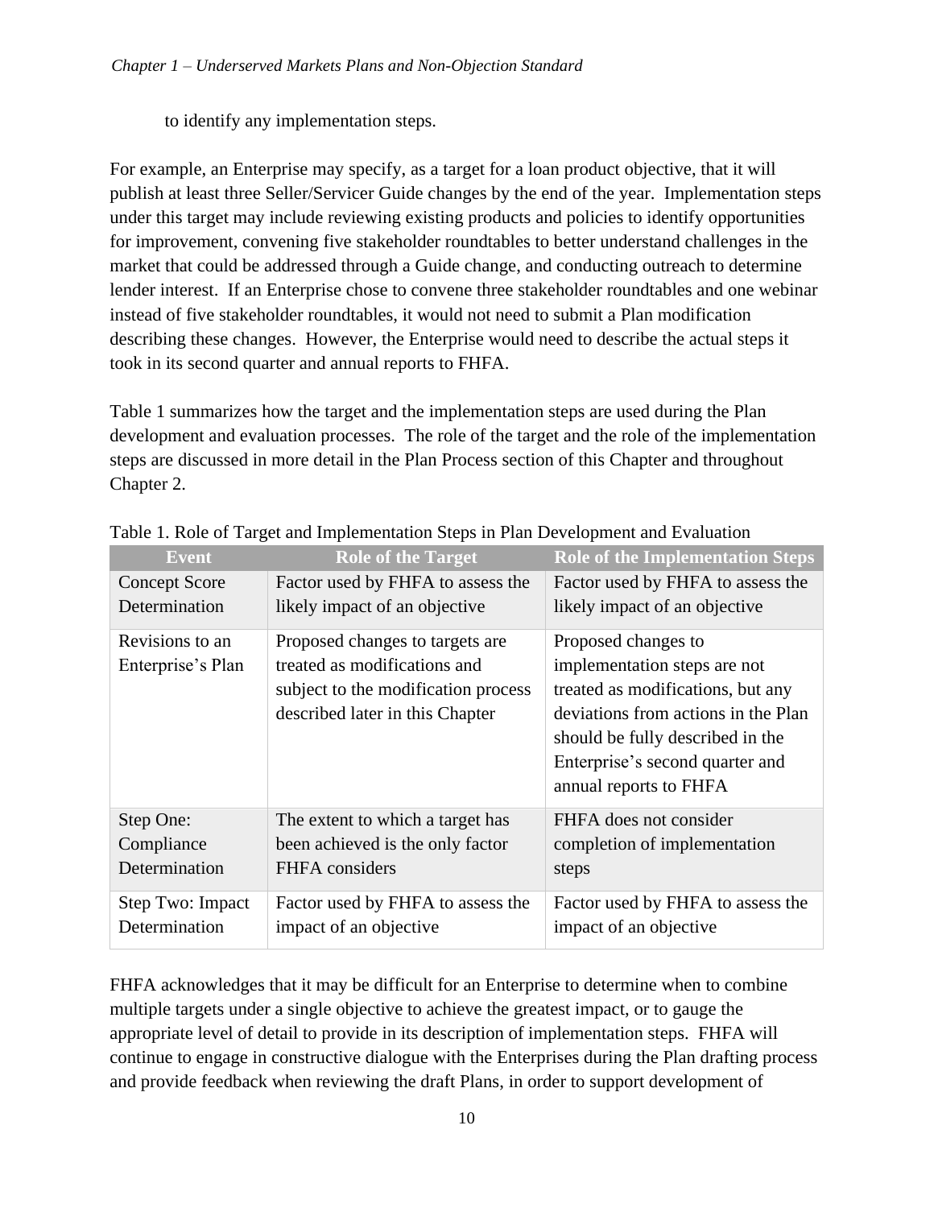to identify any implementation steps.

For example, an Enterprise may specify, as a target for a loan product objective, that it will publish at least three Seller/Servicer Guide changes by the end of the year. Implementation steps under this target may include reviewing existing products and policies to identify opportunities for improvement, convening five stakeholder roundtables to better understand challenges in the market that could be addressed through a Guide change, and conducting outreach to determine lender interest. If an Enterprise chose to convene three stakeholder roundtables and one webinar instead of five stakeholder roundtables, it would not need to submit a Plan modification describing these changes. However, the Enterprise would need to describe the actual steps it took in its second quarter and annual reports to FHFA.

Table 1 summarizes how the target and the implementation steps are used during the Plan development and evaluation processes. The role of the target and the role of the implementation steps are discussed in more detail in the Plan Process section of this Chapter and throughout Chapter 2.

Table 1. Role of Target and Implementation Steps in Plan Development and Evaluation

| Event | Role of the Target | Role of the Implementation Steps |
| --- | --- | --- |
| Concept Score Determination | Factor used by FHFA to assess the likely impact of an objective | Factor used by FHFA to assess the likely impact of an objective |
| Revisions to an Enterprise's Plan | Proposed changes to targets are treated as modifications and subject to the modification process described later in this Chapter | Proposed changes to implementation steps are not treated as modifications, but any deviations from actions in the Plan should be fully described in the Enterprise's second quarter and annual reports to FHFA |
| Step One: Compliance Determination | The extent to which a target has been achieved is the only factor FHFA considers | FHFA does not consider completion of implementation steps |
| Step Two: Impact Determination | Factor used by FHFA to assess the impact of an objective | Factor used by FHFA to assess the impact of an objective |

FHFA acknowledges that it may be difficult for an Enterprise to determine when to combine multiple targets under a single objective to achieve the greatest impact, or to gauge the appropriate level of detail to provide in its description of implementation steps. FHFA will continue to engage in constructive dialogue with the Enterprises during the Plan drafting process and provide feedback when reviewing the draft Plans, in order to support development of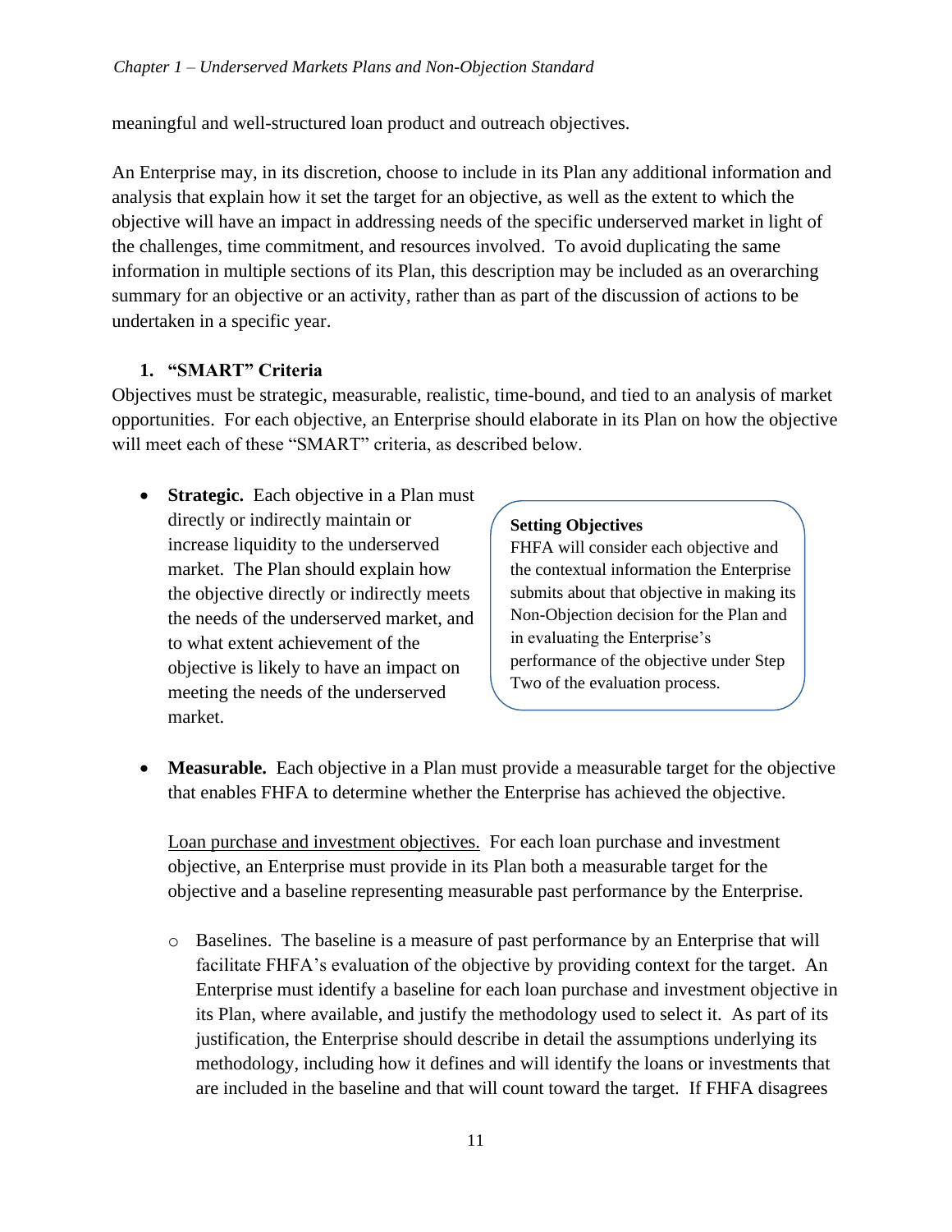meaningful and well-structured loan product and outreach objectives.

An Enterprise may, in its discretion, choose to include in its Plan any additional information and analysis that explain how it set the target for an objective, as well as the extent to which the objective will have an impact in addressing needs of the specific underserved market in light of the challenges, time commitment, and resources involved. To avoid duplicating the same information in multiple sections of its Plan, this description may be included as an overarching summary for an objective or an activity, rather than as part of the discussion of actions to be undertaken in a specific year.

### 1. "SMART" Criteria

Objectives must be strategic, measurable, realistic, time-bound, and tied to an analysis of market opportunities. For each objective, an Enterprise should elaborate in its Plan on how the objective will meet each of these "SMART" criteria, as described below.

- **Strategic.** Each objective in a Plan must directly or indirectly maintain or increase liquidity to the underserved market. The Plan should explain how the objective directly or indirectly meets the needs of the underserved market, and to what extent achievement of the objective is likely to have an impact on meeting the needs of the underserved market.

> **Setting Objectives**
> FHFA will consider each objective and the contextual information the Enterprise submits about that objective in making its Non-Objection decision for the Plan and in evaluating the Enterprise's performance of the objective under Step Two of the evaluation process.

- **Measurable.** Each objective in a Plan must provide a measurable target for the objective that enables FHFA to determine whether the Enterprise has achieved the objective.

  Loan purchase and investment objectives. For each loan purchase and investment objective, an Enterprise must provide in its Plan both a measurable target for the objective and a baseline representing measurable past performance by the Enterprise.

  - Baselines. The baseline is a measure of past performance by an Enterprise that will facilitate FHFA's evaluation of the objective by providing context for the target. An Enterprise must identify a baseline for each loan purchase and investment objective in its Plan, where available, and justify the methodology used to select it. As part of its justification, the Enterprise should describe in detail the assumptions underlying its methodology, including how it defines and will identify the loans or investments that are included in the baseline and that will count toward the target. If FHFA disagrees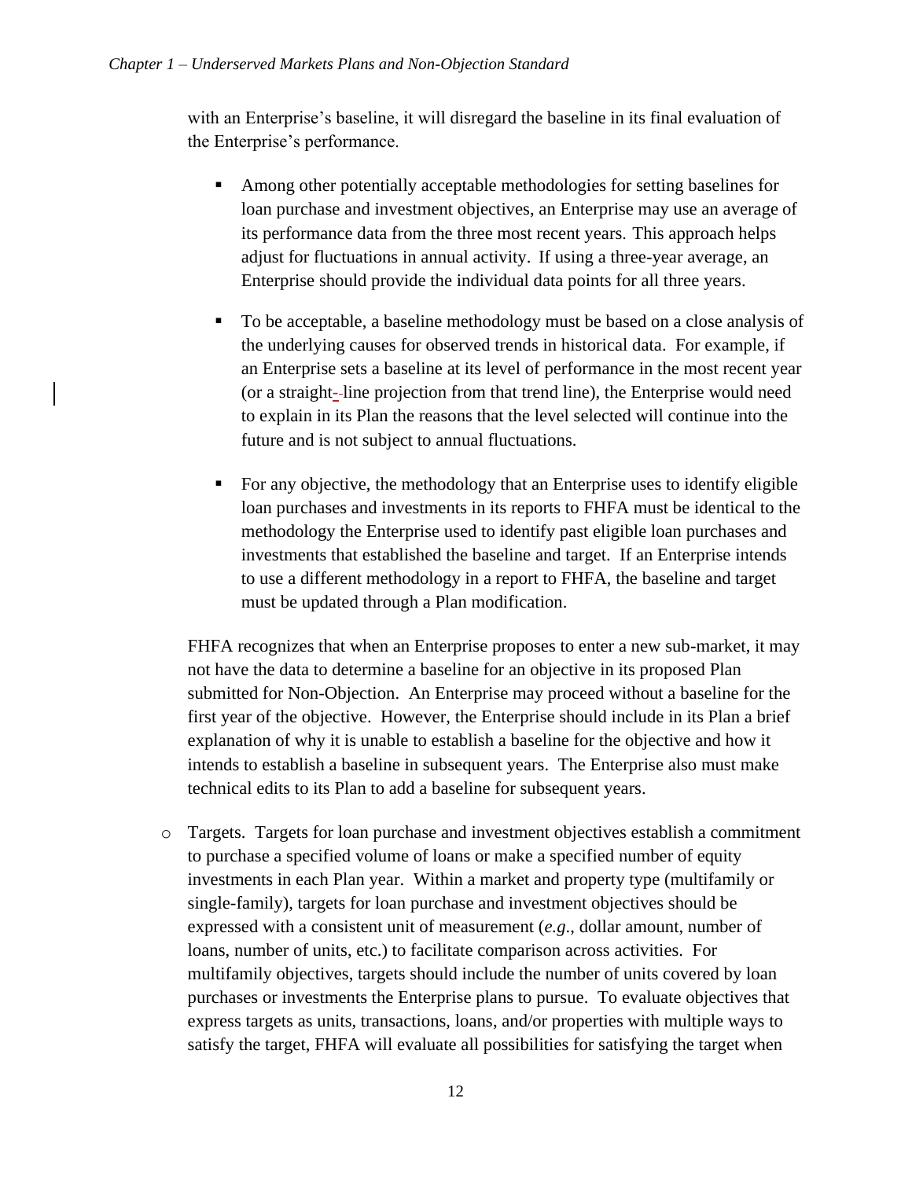with an Enterprise's baseline, it will disregard the baseline in its final evaluation of the Enterprise's performance.

- Among other potentially acceptable methodologies for setting baselines for loan purchase and investment objectives, an Enterprise may use an average of its performance data from the three most recent years. This approach helps adjust for fluctuations in annual activity. If using a three-year average, an Enterprise should provide the individual data points for all three years.

- To be acceptable, a baseline methodology must be based on a close analysis of the underlying causes for observed trends in historical data. For example, if an Enterprise sets a baseline at its level of performance in the most recent year (or a straight-line projection from that trend line), the Enterprise would need to explain in its Plan the reasons that the level selected will continue into the future and is not subject to annual fluctuations.

- For any objective, the methodology that an Enterprise uses to identify eligible loan purchases and investments in its reports to FHFA must be identical to the methodology the Enterprise used to identify past eligible loan purchases and investments that established the baseline and target. If an Enterprise intends to use a different methodology in a report to FHFA, the baseline and target must be updated through a Plan modification.

FHFA recognizes that when an Enterprise proposes to enter a new sub-market, it may not have the data to determine a baseline for an objective in its proposed Plan submitted for Non-Objection. An Enterprise may proceed without a baseline for the first year of the objective. However, the Enterprise should include in its Plan a brief explanation of why it is unable to establish a baseline for the objective and how it intends to establish a baseline in subsequent years. The Enterprise also must make technical edits to its Plan to add a baseline for subsequent years.

- Targets. Targets for loan purchase and investment objectives establish a commitment to purchase a specified volume of loans or make a specified number of equity investments in each Plan year. Within a market and property type (multifamily or single-family), targets for loan purchase and investment objectives should be expressed with a consistent unit of measurement (*e.g.*, dollar amount, number of loans, number of units, etc.) to facilitate comparison across activities. For multifamily objectives, targets should include the number of units covered by loan purchases or investments the Enterprise plans to pursue. To evaluate objectives that express targets as units, transactions, loans, and/or properties with multiple ways to satisfy the target, FHFA will evaluate all possibilities for satisfying the target when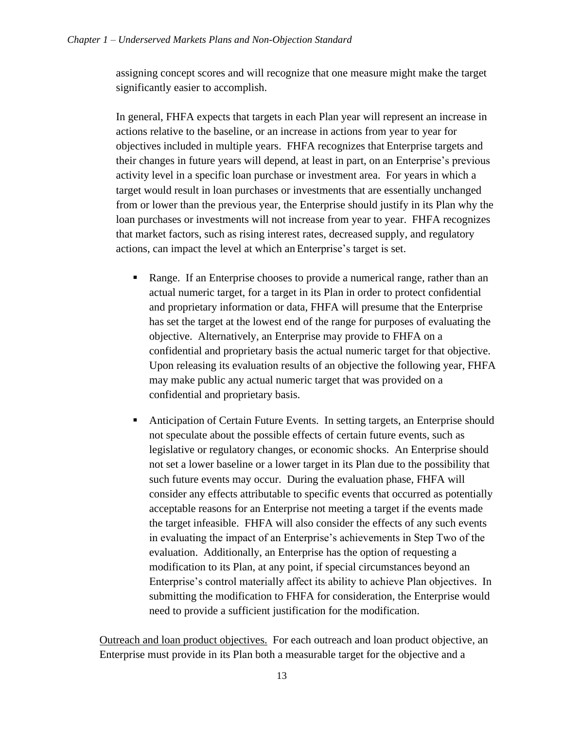assigning concept scores and will recognize that one measure might make the target significantly easier to accomplish.

In general, FHFA expects that targets in each Plan year will represent an increase in actions relative to the baseline, or an increase in actions from year to year for objectives included in multiple years. FHFA recognizes that Enterprise targets and their changes in future years will depend, at least in part, on an Enterprise's previous activity level in a specific loan purchase or investment area. For years in which a target would result in loan purchases or investments that are essentially unchanged from or lower than the previous year, the Enterprise should justify in its Plan why the loan purchases or investments will not increase from year to year. FHFA recognizes that market factors, such as rising interest rates, decreased supply, and regulatory actions, can impact the level at which an Enterprise's target is set.

- Range. If an Enterprise chooses to provide a numerical range, rather than an actual numeric target, for a target in its Plan in order to protect confidential and proprietary information or data, FHFA will presume that the Enterprise has set the target at the lowest end of the range for purposes of evaluating the objective. Alternatively, an Enterprise may provide to FHFA on a confidential and proprietary basis the actual numeric target for that objective. Upon releasing its evaluation results of an objective the following year, FHFA may make public any actual numeric target that was provided on a confidential and proprietary basis.

- Anticipation of Certain Future Events. In setting targets, an Enterprise should not speculate about the possible effects of certain future events, such as legislative or regulatory changes, or economic shocks. An Enterprise should not set a lower baseline or a lower target in its Plan due to the possibility that such future events may occur. During the evaluation phase, FHFA will consider any effects attributable to specific events that occurred as potentially acceptable reasons for an Enterprise not meeting a target if the events made the target infeasible. FHFA will also consider the effects of any such events in evaluating the impact of an Enterprise's achievements in Step Two of the evaluation. Additionally, an Enterprise has the option of requesting a modification to its Plan, at any point, if special circumstances beyond an Enterprise's control materially affect its ability to achieve Plan objectives. In submitting the modification to FHFA for consideration, the Enterprise would need to provide a sufficient justification for the modification.

Outreach and loan product objectives. For each outreach and loan product objective, an Enterprise must provide in its Plan both a measurable target for the objective and a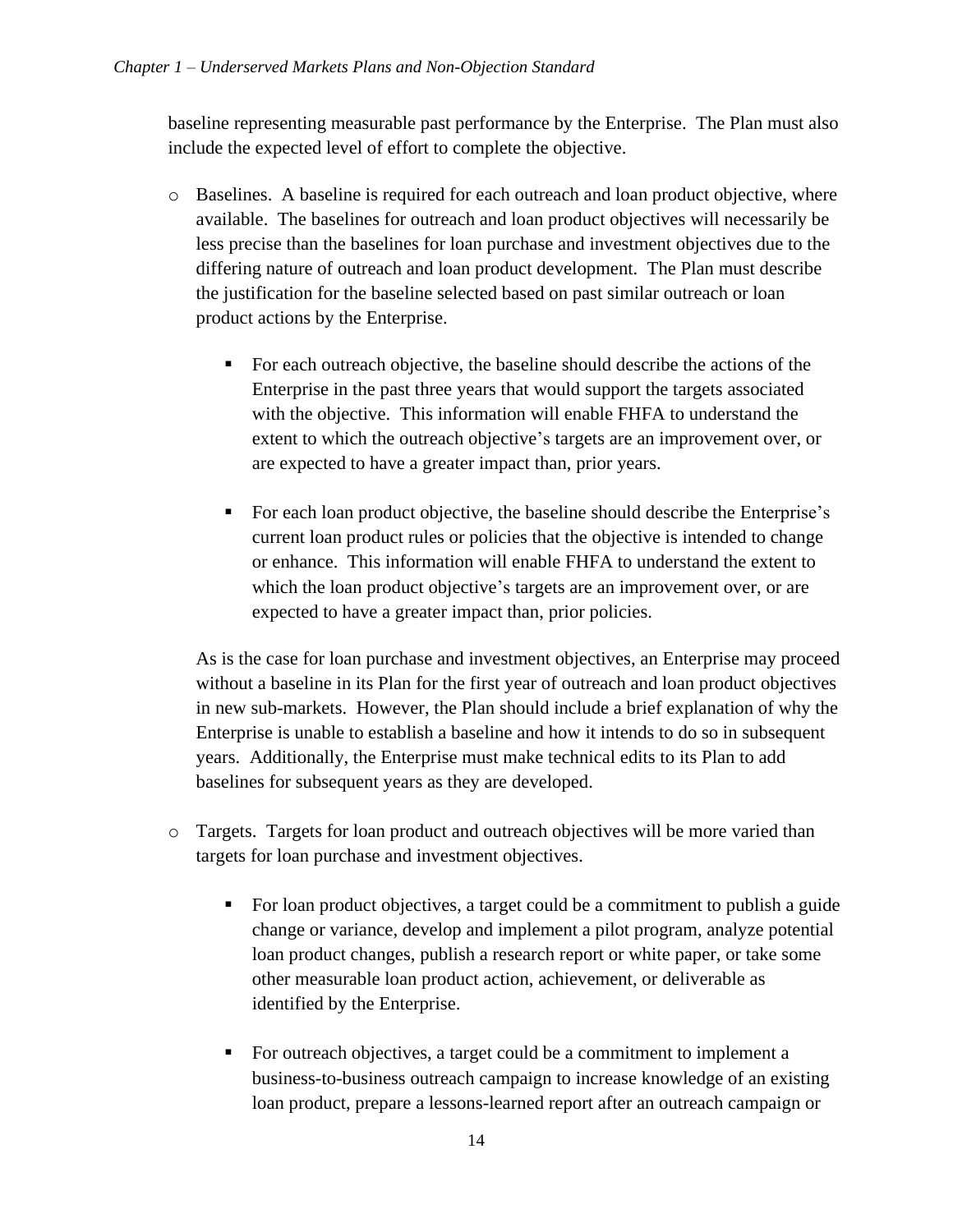baseline representing measurable past performance by the Enterprise. The Plan must also include the expected level of effort to complete the objective.

- Baselines. A baseline is required for each outreach and loan product objective, where available. The baselines for outreach and loan product objectives will necessarily be less precise than the baselines for loan purchase and investment objectives due to the differing nature of outreach and loan product development. The Plan must describe the justification for the baseline selected based on past similar outreach or loan product actions by the Enterprise.

  - For each outreach objective, the baseline should describe the actions of the Enterprise in the past three years that would support the targets associated with the objective. This information will enable FHFA to understand the extent to which the outreach objective's targets are an improvement over, or are expected to have a greater impact than, prior years.

  - For each loan product objective, the baseline should describe the Enterprise's current loan product rules or policies that the objective is intended to change or enhance. This information will enable FHFA to understand the extent to which the loan product objective's targets are an improvement over, or are expected to have a greater impact than, prior policies.

  As is the case for loan purchase and investment objectives, an Enterprise may proceed without a baseline in its Plan for the first year of outreach and loan product objectives in new sub-markets. However, the Plan should include a brief explanation of why the Enterprise is unable to establish a baseline and how it intends to do so in subsequent years. Additionally, the Enterprise must make technical edits to its Plan to add baselines for subsequent years as they are developed.

- Targets. Targets for loan product and outreach objectives will be more varied than targets for loan purchase and investment objectives.

  - For loan product objectives, a target could be a commitment to publish a guide change or variance, develop and implement a pilot program, analyze potential loan product changes, publish a research report or white paper, or take some other measurable loan product action, achievement, or deliverable as identified by the Enterprise.

  - For outreach objectives, a target could be a commitment to implement a business-to-business outreach campaign to increase knowledge of an existing loan product, prepare a lessons-learned report after an outreach campaign or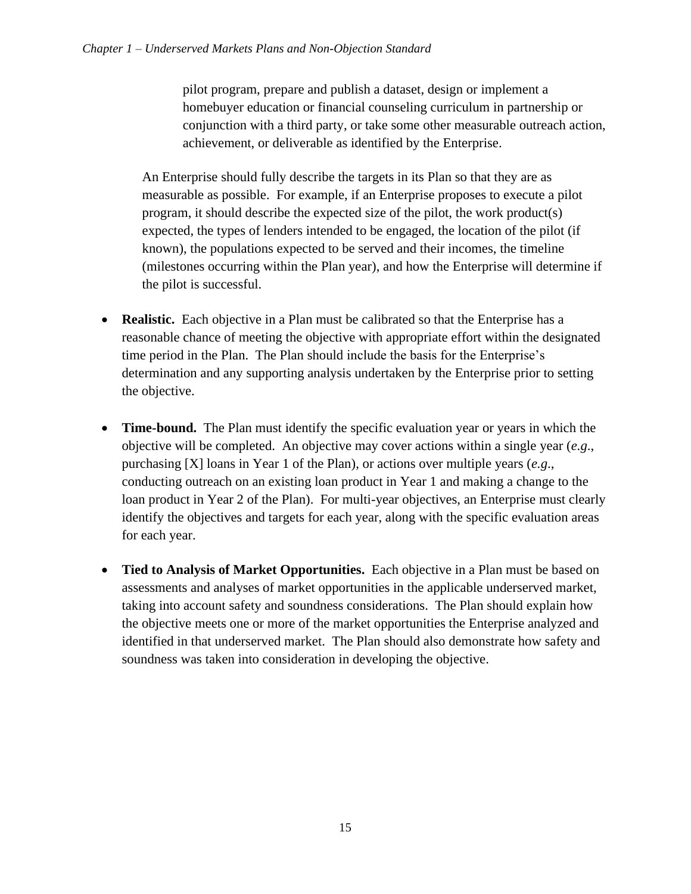pilot program, prepare and publish a dataset, design or implement a homebuyer education or financial counseling curriculum in partnership or conjunction with a third party, or take some other measurable outreach action, achievement, or deliverable as identified by the Enterprise.

An Enterprise should fully describe the targets in its Plan so that they are as measurable as possible. For example, if an Enterprise proposes to execute a pilot program, it should describe the expected size of the pilot, the work product(s) expected, the types of lenders intended to be engaged, the location of the pilot (if known), the populations expected to be served and their incomes, the timeline (milestones occurring within the Plan year), and how the Enterprise will determine if the pilot is successful.

- **Realistic.** Each objective in a Plan must be calibrated so that the Enterprise has a reasonable chance of meeting the objective with appropriate effort within the designated time period in the Plan. The Plan should include the basis for the Enterprise's determination and any supporting analysis undertaken by the Enterprise prior to setting the objective.

- **Time-bound.** The Plan must identify the specific evaluation year or years in which the objective will be completed. An objective may cover actions within a single year (*e.g.*, purchasing [X] loans in Year 1 of the Plan), or actions over multiple years (*e.g.*, conducting outreach on an existing loan product in Year 1 and making a change to the loan product in Year 2 of the Plan). For multi-year objectives, an Enterprise must clearly identify the objectives and targets for each year, along with the specific evaluation areas for each year.

- **Tied to Analysis of Market Opportunities.** Each objective in a Plan must be based on assessments and analyses of market opportunities in the applicable underserved market, taking into account safety and soundness considerations. The Plan should explain how the objective meets one or more of the market opportunities the Enterprise analyzed and identified in that underserved market. The Plan should also demonstrate how safety and soundness was taken into consideration in developing the objective.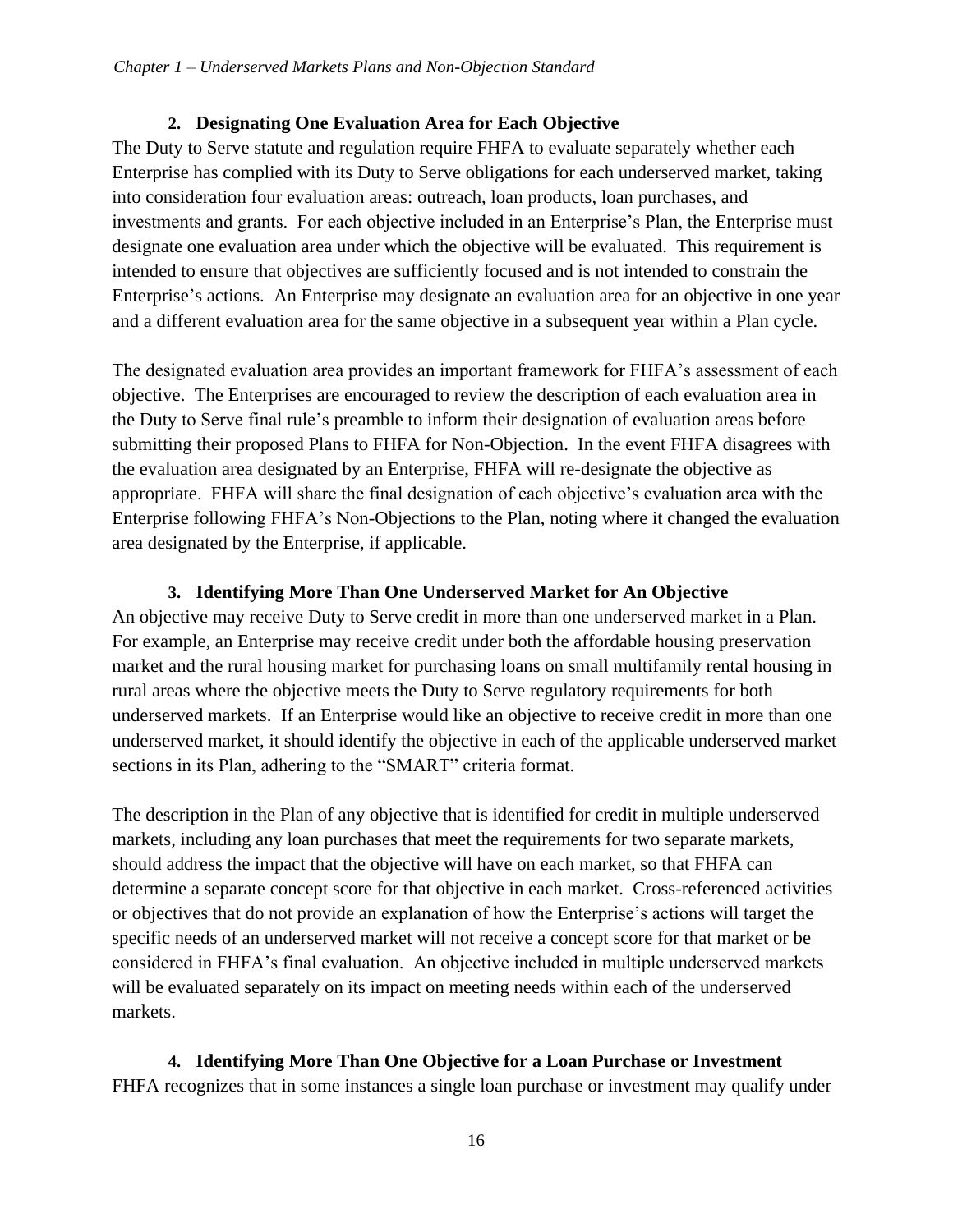### 2. Designating One Evaluation Area for Each Objective

The Duty to Serve statute and regulation require FHFA to evaluate separately whether each Enterprise has complied with its Duty to Serve obligations for each underserved market, taking into consideration four evaluation areas: outreach, loan products, loan purchases, and investments and grants. For each objective included in an Enterprise's Plan, the Enterprise must designate one evaluation area under which the objective will be evaluated. This requirement is intended to ensure that objectives are sufficiently focused and is not intended to constrain the Enterprise's actions. An Enterprise may designate an evaluation area for an objective in one year and a different evaluation area for the same objective in a subsequent year within a Plan cycle.

The designated evaluation area provides an important framework for FHFA's assessment of each objective. The Enterprises are encouraged to review the description of each evaluation area in the Duty to Serve final rule's preamble to inform their designation of evaluation areas before submitting their proposed Plans to FHFA for Non-Objection. In the event FHFA disagrees with the evaluation area designated by an Enterprise, FHFA will re-designate the objective as appropriate. FHFA will share the final designation of each objective's evaluation area with the Enterprise following FHFA's Non-Objections to the Plan, noting where it changed the evaluation area designated by the Enterprise, if applicable.

### 3. Identifying More Than One Underserved Market for An Objective

An objective may receive Duty to Serve credit in more than one underserved market in a Plan. For example, an Enterprise may receive credit under both the affordable housing preservation market and the rural housing market for purchasing loans on small multifamily rental housing in rural areas where the objective meets the Duty to Serve regulatory requirements for both underserved markets. If an Enterprise would like an objective to receive credit in more than one underserved market, it should identify the objective in each of the applicable underserved market sections in its Plan, adhering to the "SMART" criteria format.

The description in the Plan of any objective that is identified for credit in multiple underserved markets, including any loan purchases that meet the requirements for two separate markets, should address the impact that the objective will have on each market, so that FHFA can determine a separate concept score for that objective in each market. Cross-referenced activities or objectives that do not provide an explanation of how the Enterprise's actions will target the specific needs of an underserved market will not receive a concept score for that market or be considered in FHFA's final evaluation. An objective included in multiple underserved markets will be evaluated separately on its impact on meeting needs within each of the underserved markets.

### 4. Identifying More Than One Objective for a Loan Purchase or Investment

FHFA recognizes that in some instances a single loan purchase or investment may qualify under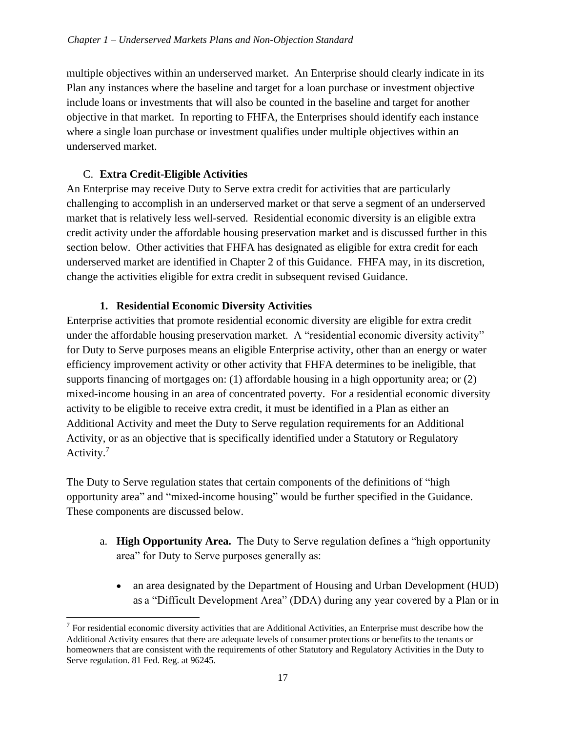multiple objectives within an underserved market. An Enterprise should clearly indicate in its Plan any instances where the baseline and target for a loan purchase or investment objective include loans or investments that will also be counted in the baseline and target for another objective in that market. In reporting to FHFA, the Enterprises should identify each instance where a single loan purchase or investment qualifies under multiple objectives within an underserved market.

### C. Extra Credit-Eligible Activities

An Enterprise may receive Duty to Serve extra credit for activities that are particularly challenging to accomplish in an underserved market or that serve a segment of an underserved market that is relatively less well-served. Residential economic diversity is an eligible extra credit activity under the affordable housing preservation market and is discussed further in this section below. Other activities that FHFA has designated as eligible for extra credit for each underserved market are identified in Chapter 2 of this Guidance. FHFA may, in its discretion, change the activities eligible for extra credit in subsequent revised Guidance.

#### 1. Residential Economic Diversity Activities

Enterprise activities that promote residential economic diversity are eligible for extra credit under the affordable housing preservation market. A "residential economic diversity activity" for Duty to Serve purposes means an eligible Enterprise activity, other than an energy or water efficiency improvement activity or other activity that FHFA determines to be ineligible, that supports financing of mortgages on: (1) affordable housing in a high opportunity area; or (2) mixed-income housing in an area of concentrated poverty. For a residential economic diversity activity to be eligible to receive extra credit, it must be identified in a Plan as either an Additional Activity and meet the Duty to Serve regulation requirements for an Additional Activity, or as an objective that is specifically identified under a Statutory or Regulatory Activity.[7]

The Duty to Serve regulation states that certain components of the definitions of "high opportunity area" and "mixed-income housing" would be further specified in the Guidance. These components are discussed below.

a. **High Opportunity Area.** The Duty to Serve regulation defines a "high opportunity area" for Duty to Serve purposes generally as:

- an area designated by the Department of Housing and Urban Development (HUD) as a "Difficult Development Area" (DDA) during any year covered by a Plan or in

[7] For residential economic diversity activities that are Additional Activities, an Enterprise must describe how the Additional Activity ensures that there are adequate levels of consumer protections or benefits to the tenants or homeowners that are consistent with the requirements of other Statutory and Regulatory Activities in the Duty to Serve regulation. 81 Fed. Reg. at 96245.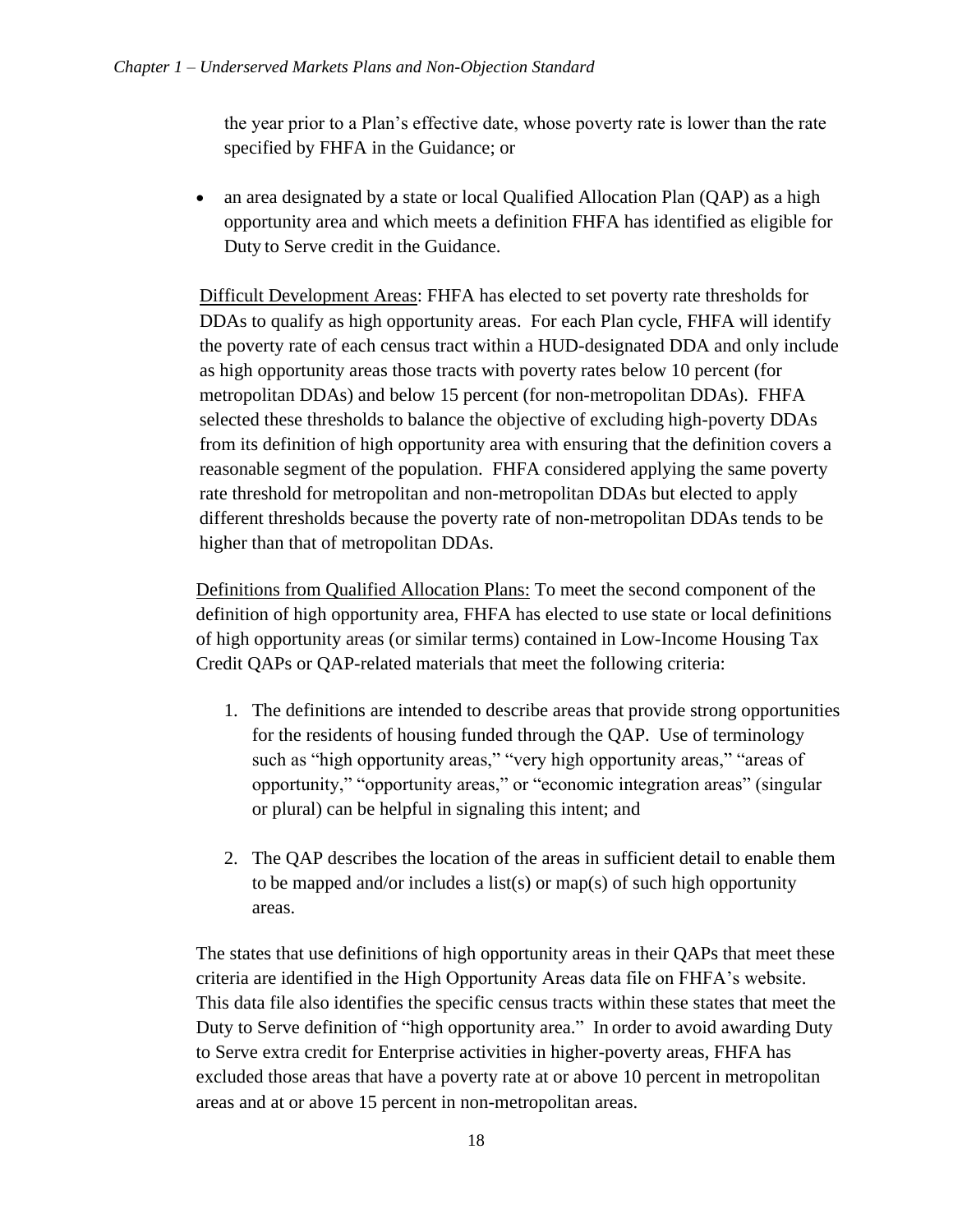the year prior to a Plan's effective date, whose poverty rate is lower than the rate specified by FHFA in the Guidance; or

- an area designated by a state or local Qualified Allocation Plan (QAP) as a high opportunity area and which meets a definition FHFA has identified as eligible for Duty to Serve credit in the Guidance.

Difficult Development Areas: FHFA has elected to set poverty rate thresholds for DDAs to qualify as high opportunity areas. For each Plan cycle, FHFA will identify the poverty rate of each census tract within a HUD-designated DDA and only include as high opportunity areas those tracts with poverty rates below 10 percent (for metropolitan DDAs) and below 15 percent (for non-metropolitan DDAs). FHFA selected these thresholds to balance the objective of excluding high-poverty DDAs from its definition of high opportunity area with ensuring that the definition covers a reasonable segment of the population. FHFA considered applying the same poverty rate threshold for metropolitan and non-metropolitan DDAs but elected to apply different thresholds because the poverty rate of non-metropolitan DDAs tends to be higher than that of metropolitan DDAs.

Definitions from Qualified Allocation Plans: To meet the second component of the definition of high opportunity area, FHFA has elected to use state or local definitions of high opportunity areas (or similar terms) contained in Low-Income Housing Tax Credit QAPs or QAP-related materials that meet the following criteria:

1. The definitions are intended to describe areas that provide strong opportunities for the residents of housing funded through the QAP. Use of terminology such as "high opportunity areas," "very high opportunity areas," "areas of opportunity," "opportunity areas," or "economic integration areas" (singular or plural) can be helpful in signaling this intent; and

2. The QAP describes the location of the areas in sufficient detail to enable them to be mapped and/or includes a list(s) or map(s) of such high opportunity areas.

The states that use definitions of high opportunity areas in their QAPs that meet these criteria are identified in the High Opportunity Areas data file on FHFA's website. This data file also identifies the specific census tracts within these states that meet the Duty to Serve definition of "high opportunity area." In order to avoid awarding Duty to Serve extra credit for Enterprise activities in higher-poverty areas, FHFA has excluded those areas that have a poverty rate at or above 10 percent in metropolitan areas and at or above 15 percent in non-metropolitan areas.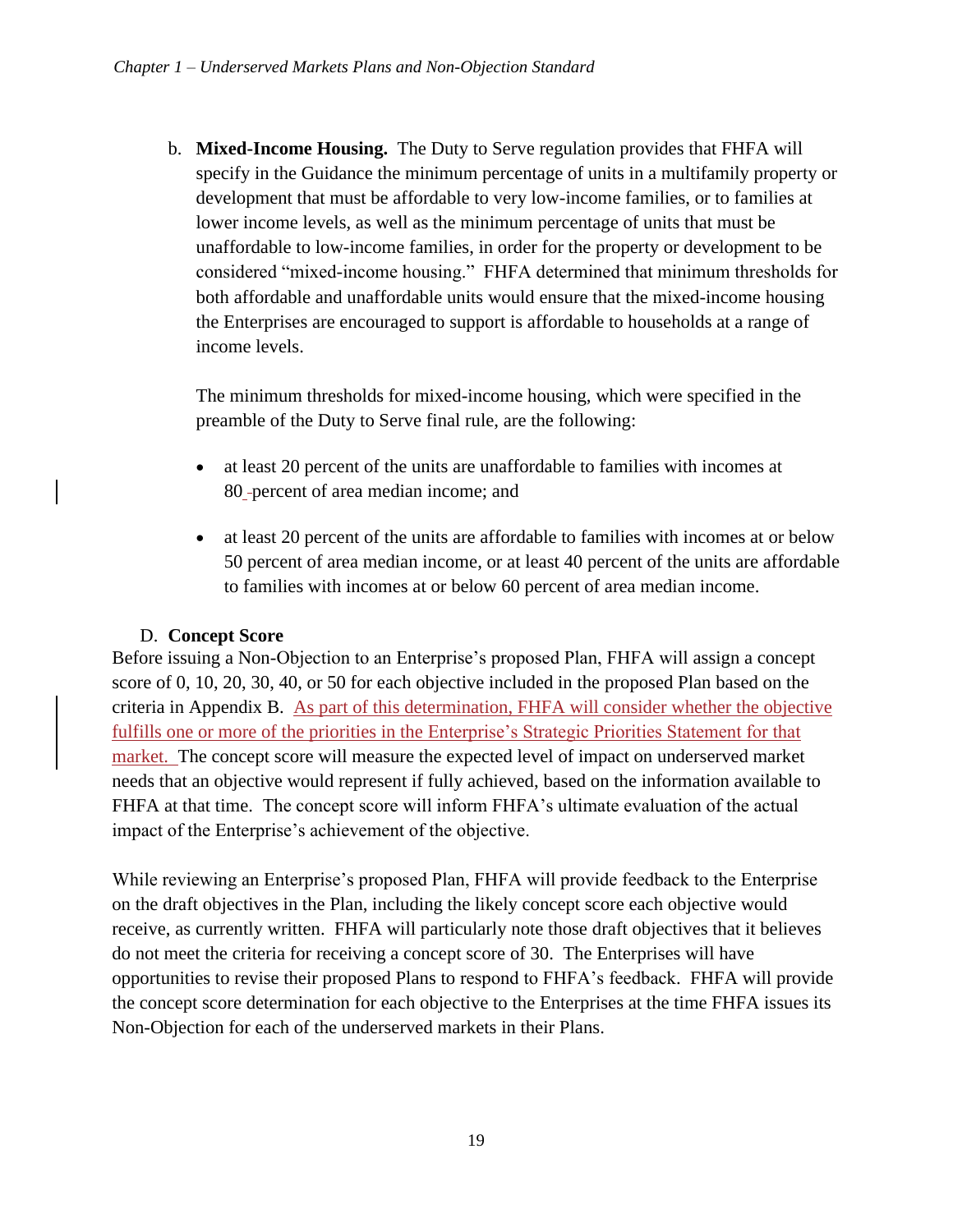b. **Mixed-Income Housing.** The Duty to Serve regulation provides that FHFA will specify in the Guidance the minimum percentage of units in a multifamily property or development that must be affordable to very low-income families, or to families at lower income levels, as well as the minimum percentage of units that must be unaffordable to low-income families, in order for the property or development to be considered "mixed-income housing." FHFA determined that minimum thresholds for both affordable and unaffordable units would ensure that the mixed-income housing the Enterprises are encouraged to support is affordable to households at a range of income levels.

   The minimum thresholds for mixed-income housing, which were specified in the preamble of the Duty to Serve final rule, are the following:

   - at least 20 percent of the units are unaffordable to families with incomes at 80 percent of area median income; and

   - at least 20 percent of the units are affordable to families with incomes at or below 50 percent of area median income, or at least 40 percent of the units are affordable to families with incomes at or below 60 percent of area median income.

D. **Concept Score**

Before issuing a Non-Objection to an Enterprise's proposed Plan, FHFA will assign a concept score of 0, 10, 20, 30, 40, or 50 for each objective included in the proposed Plan based on the criteria in Appendix B. As part of this determination, FHFA will consider whether the objective fulfills one or more of the priorities in the Enterprise's Strategic Priorities Statement for that market. The concept score will measure the expected level of impact on underserved market needs that an objective would represent if fully achieved, based on the information available to FHFA at that time. The concept score will inform FHFA's ultimate evaluation of the actual impact of the Enterprise's achievement of the objective.

While reviewing an Enterprise's proposed Plan, FHFA will provide feedback to the Enterprise on the draft objectives in the Plan, including the likely concept score each objective would receive, as currently written. FHFA will particularly note those draft objectives that it believes do not meet the criteria for receiving a concept score of 30. The Enterprises will have opportunities to revise their proposed Plans to respond to FHFA's feedback. FHFA will provide the concept score determination for each objective to the Enterprises at the time FHFA issues its Non-Objection for each of the underserved markets in their Plans.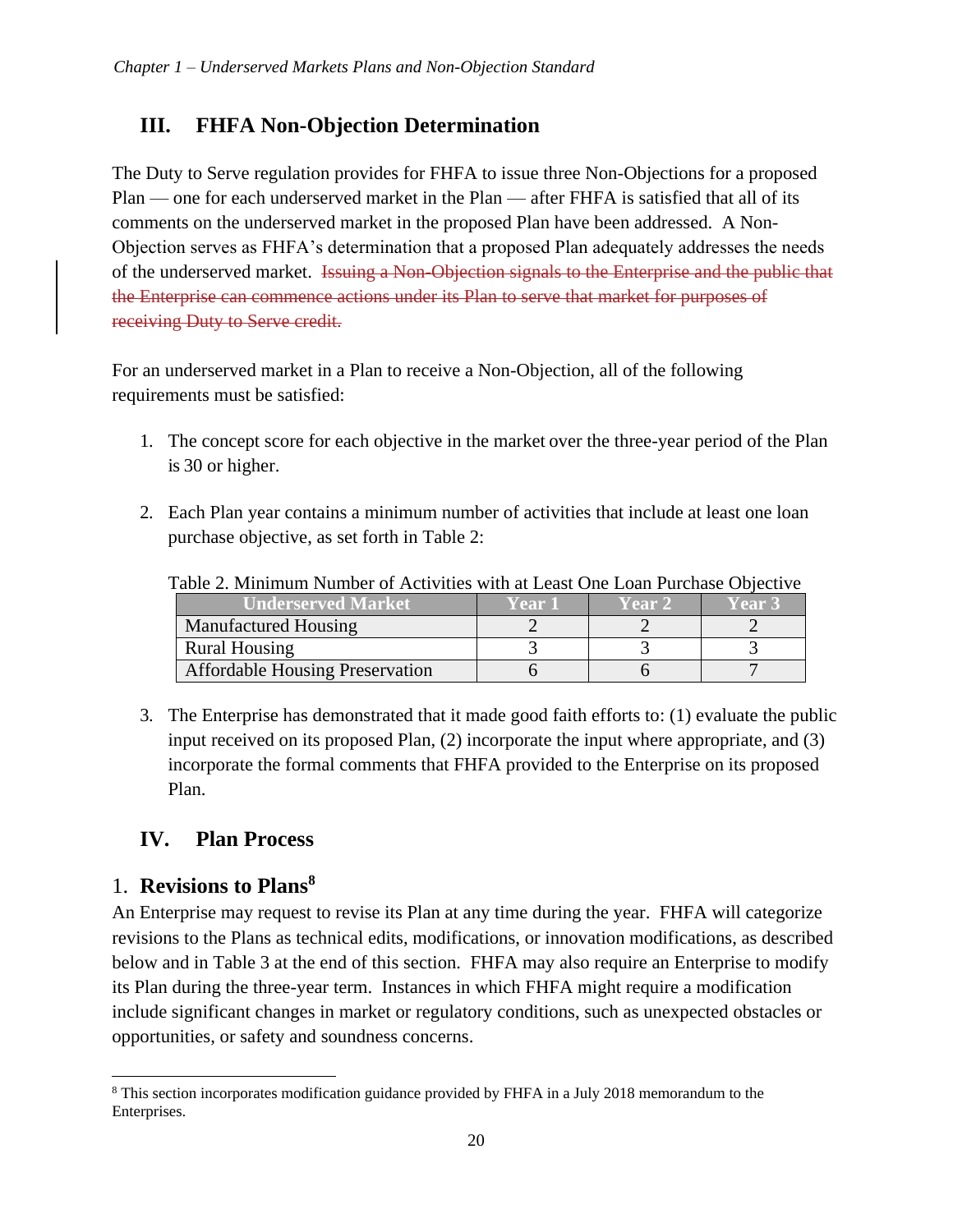## III. FHFA Non-Objection Determination

The Duty to Serve regulation provides for FHFA to issue three Non-Objections for a proposed Plan — one for each underserved market in the Plan — after FHFA is satisfied that all of its comments on the underserved market in the proposed Plan have been addressed. A Non-Objection serves as FHFA's determination that a proposed Plan adequately addresses the needs of the underserved market. ~~Issuing a Non-Objection signals to the Enterprise and the public that the Enterprise can commence actions under its Plan to serve that market for purposes of receiving Duty to Serve credit.~~

For an underserved market in a Plan to receive a Non-Objection, all of the following requirements must be satisfied:

1. The concept score for each objective in the market over the three-year period of the Plan is 30 or higher.

2. Each Plan year contains a minimum number of activities that include at least one loan purchase objective, as set forth in Table 2:

Table 2. Minimum Number of Activities with at Least One Loan Purchase Objective

| Underserved Market | Year 1 | Year 2 | Year 3 |
|---|---|---|---|
| Manufactured Housing | 2 | 2 | 2 |
| Rural Housing | 3 | 3 | 3 |
| Affordable Housing Preservation | 6 | 6 | 7 |

3. The Enterprise has demonstrated that it made good faith efforts to: (1) evaluate the public input received on its proposed Plan, (2) incorporate the input where appropriate, and (3) incorporate the formal comments that FHFA provided to the Enterprise on its proposed Plan.

## IV. Plan Process

### 1. Revisions to Plans[8]

An Enterprise may request to revise its Plan at any time during the year. FHFA will categorize revisions to the Plans as technical edits, modifications, or innovation modifications, as described below and in Table 3 at the end of this section. FHFA may also require an Enterprise to modify its Plan during the three-year term. Instances in which FHFA might require a modification include significant changes in market or regulatory conditions, such as unexpected obstacles or opportunities, or safety and soundness concerns.

[8] This section incorporates modification guidance provided by FHFA in a July 2018 memorandum to the Enterprises.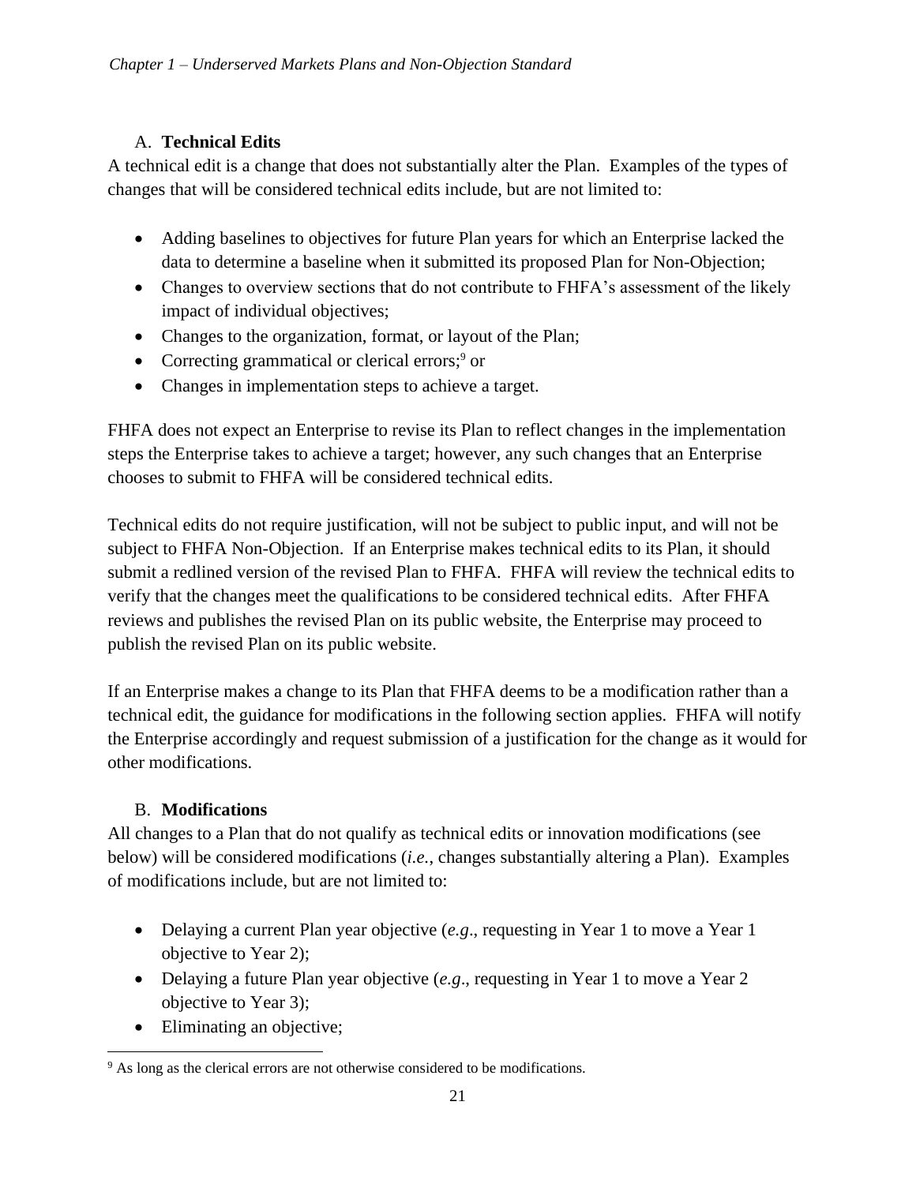### A. **Technical Edits**

A technical edit is a change that does not substantially alter the Plan. Examples of the types of changes that will be considered technical edits include, but are not limited to:

- Adding baselines to objectives for future Plan years for which an Enterprise lacked the data to determine a baseline when it submitted its proposed Plan for Non-Objection;
- Changes to overview sections that do not contribute to FHFA's assessment of the likely impact of individual objectives;
- Changes to the organization, format, or layout of the Plan;
- Correcting grammatical or clerical errors;[9] or
- Changes in implementation steps to achieve a target.

FHFA does not expect an Enterprise to revise its Plan to reflect changes in the implementation steps the Enterprise takes to achieve a target; however, any such changes that an Enterprise chooses to submit to FHFA will be considered technical edits.

Technical edits do not require justification, will not be subject to public input, and will not be subject to FHFA Non-Objection. If an Enterprise makes technical edits to its Plan, it should submit a redlined version of the revised Plan to FHFA. FHFA will review the technical edits to verify that the changes meet the qualifications to be considered technical edits. After FHFA reviews and publishes the revised Plan on its public website, the Enterprise may proceed to publish the revised Plan on its public website.

If an Enterprise makes a change to its Plan that FHFA deems to be a modification rather than a technical edit, the guidance for modifications in the following section applies. FHFA will notify the Enterprise accordingly and request submission of a justification for the change as it would for other modifications.

### B. **Modifications**

All changes to a Plan that do not qualify as technical edits or innovation modifications (see below) will be considered modifications (*i.e.*, changes substantially altering a Plan). Examples of modifications include, but are not limited to:

- Delaying a current Plan year objective (*e.g*., requesting in Year 1 to move a Year 1 objective to Year 2);
- Delaying a future Plan year objective (*e.g*., requesting in Year 1 to move a Year 2 objective to Year 3);
- Eliminating an objective;

[9] As long as the clerical errors are not otherwise considered to be modifications.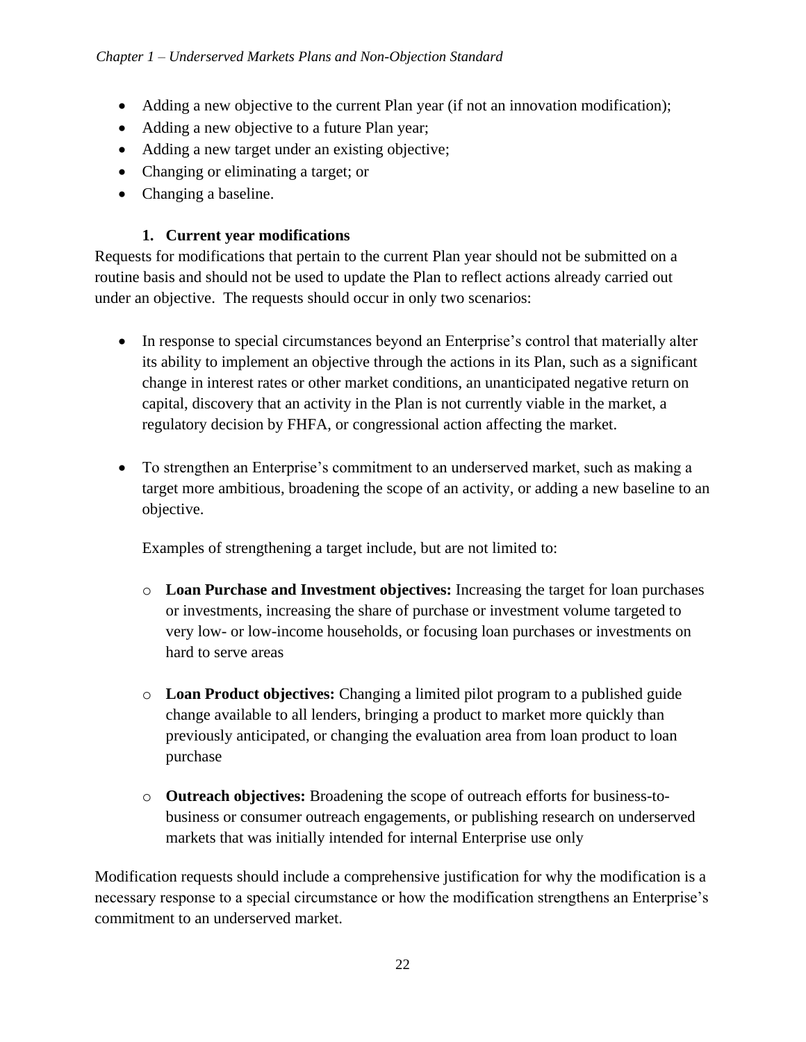- Adding a new objective to the current Plan year (if not an innovation modification);
- Adding a new objective to a future Plan year;
- Adding a new target under an existing objective;
- Changing or eliminating a target; or
- Changing a baseline.

### 1. Current year modifications

Requests for modifications that pertain to the current Plan year should not be submitted on a routine basis and should not be used to update the Plan to reflect actions already carried out under an objective. The requests should occur in only two scenarios:

- In response to special circumstances beyond an Enterprise's control that materially alter its ability to implement an objective through the actions in its Plan, such as a significant change in interest rates or other market conditions, an unanticipated negative return on capital, discovery that an activity in the Plan is not currently viable in the market, a regulatory decision by FHFA, or congressional action affecting the market.

- To strengthen an Enterprise's commitment to an underserved market, such as making a target more ambitious, broadening the scope of an activity, or adding a new baseline to an objective.

  Examples of strengthening a target include, but are not limited to:

  - **Loan Purchase and Investment objectives:** Increasing the target for loan purchases or investments, increasing the share of purchase or investment volume targeted to very low- or low-income households, or focusing loan purchases or investments on hard to serve areas

  - **Loan Product objectives:** Changing a limited pilot program to a published guide change available to all lenders, bringing a product to market more quickly than previously anticipated, or changing the evaluation area from loan product to loan purchase

  - **Outreach objectives:** Broadening the scope of outreach efforts for business-to-business or consumer outreach engagements, or publishing research on underserved markets that was initially intended for internal Enterprise use only

Modification requests should include a comprehensive justification for why the modification is a necessary response to a special circumstance or how the modification strengthens an Enterprise's commitment to an underserved market.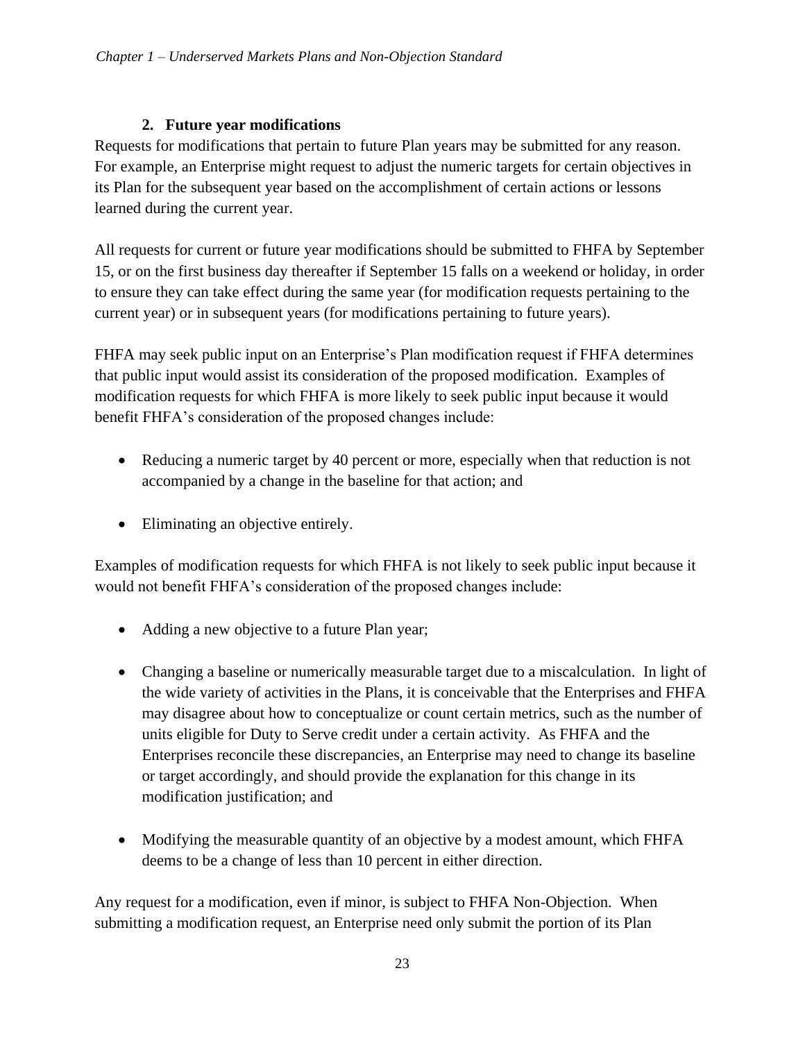### 2. Future year modifications

Requests for modifications that pertain to future Plan years may be submitted for any reason. For example, an Enterprise might request to adjust the numeric targets for certain objectives in its Plan for the subsequent year based on the accomplishment of certain actions or lessons learned during the current year.

All requests for current or future year modifications should be submitted to FHFA by September 15, or on the first business day thereafter if September 15 falls on a weekend or holiday, in order to ensure they can take effect during the same year (for modification requests pertaining to the current year) or in subsequent years (for modifications pertaining to future years).

FHFA may seek public input on an Enterprise's Plan modification request if FHFA determines that public input would assist its consideration of the proposed modification. Examples of modification requests for which FHFA is more likely to seek public input because it would benefit FHFA's consideration of the proposed changes include:

- Reducing a numeric target by 40 percent or more, especially when that reduction is not accompanied by a change in the baseline for that action; and
- Eliminating an objective entirely.

Examples of modification requests for which FHFA is not likely to seek public input because it would not benefit FHFA's consideration of the proposed changes include:

- Adding a new objective to a future Plan year;
- Changing a baseline or numerically measurable target due to a miscalculation. In light of the wide variety of activities in the Plans, it is conceivable that the Enterprises and FHFA may disagree about how to conceptualize or count certain metrics, such as the number of units eligible for Duty to Serve credit under a certain activity. As FHFA and the Enterprises reconcile these discrepancies, an Enterprise may need to change its baseline or target accordingly, and should provide the explanation for this change in its modification justification; and
- Modifying the measurable quantity of an objective by a modest amount, which FHFA deems to be a change of less than 10 percent in either direction.

Any request for a modification, even if minor, is subject to FHFA Non-Objection. When submitting a modification request, an Enterprise need only submit the portion of its Plan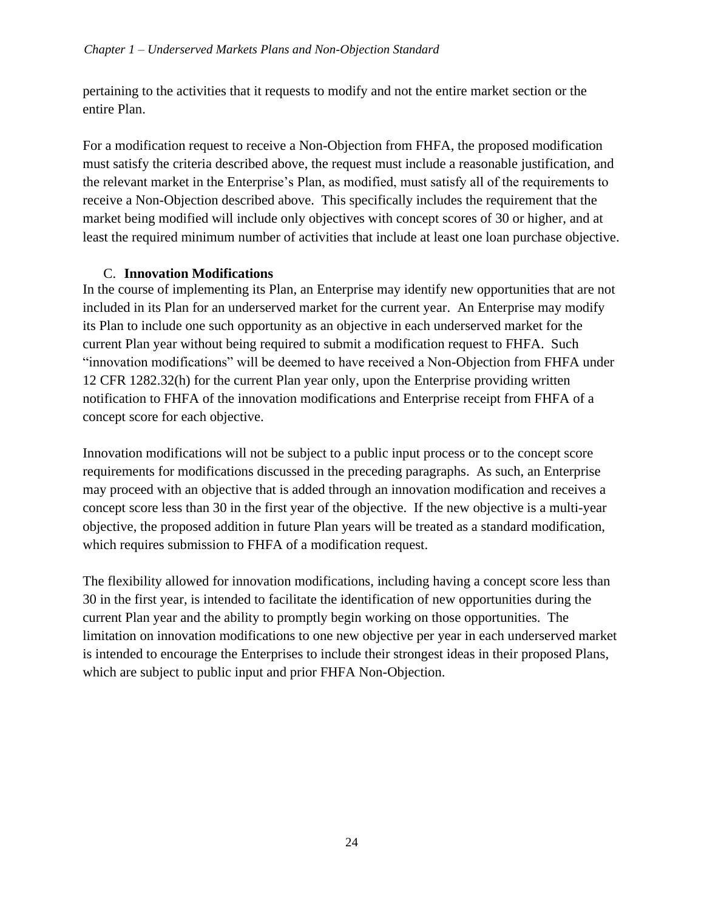pertaining to the activities that it requests to modify and not the entire market section or the entire Plan.

For a modification request to receive a Non-Objection from FHFA, the proposed modification must satisfy the criteria described above, the request must include a reasonable justification, and the relevant market in the Enterprise's Plan, as modified, must satisfy all of the requirements to receive a Non-Objection described above. This specifically includes the requirement that the market being modified will include only objectives with concept scores of 30 or higher, and at least the required minimum number of activities that include at least one loan purchase objective.

### C. Innovation Modifications

In the course of implementing its Plan, an Enterprise may identify new opportunities that are not included in its Plan for an underserved market for the current year. An Enterprise may modify its Plan to include one such opportunity as an objective in each underserved market for the current Plan year without being required to submit a modification request to FHFA. Such "innovation modifications" will be deemed to have received a Non-Objection from FHFA under 12 CFR 1282.32(h) for the current Plan year only, upon the Enterprise providing written notification to FHFA of the innovation modifications and Enterprise receipt from FHFA of a concept score for each objective.

Innovation modifications will not be subject to a public input process or to the concept score requirements for modifications discussed in the preceding paragraphs. As such, an Enterprise may proceed with an objective that is added through an innovation modification and receives a concept score less than 30 in the first year of the objective. If the new objective is a multi-year objective, the proposed addition in future Plan years will be treated as a standard modification, which requires submission to FHFA of a modification request.

The flexibility allowed for innovation modifications, including having a concept score less than 30 in the first year, is intended to facilitate the identification of new opportunities during the current Plan year and the ability to promptly begin working on those opportunities. The limitation on innovation modifications to one new objective per year in each underserved market is intended to encourage the Enterprises to include their strongest ideas in their proposed Plans, which are subject to public input and prior FHFA Non-Objection.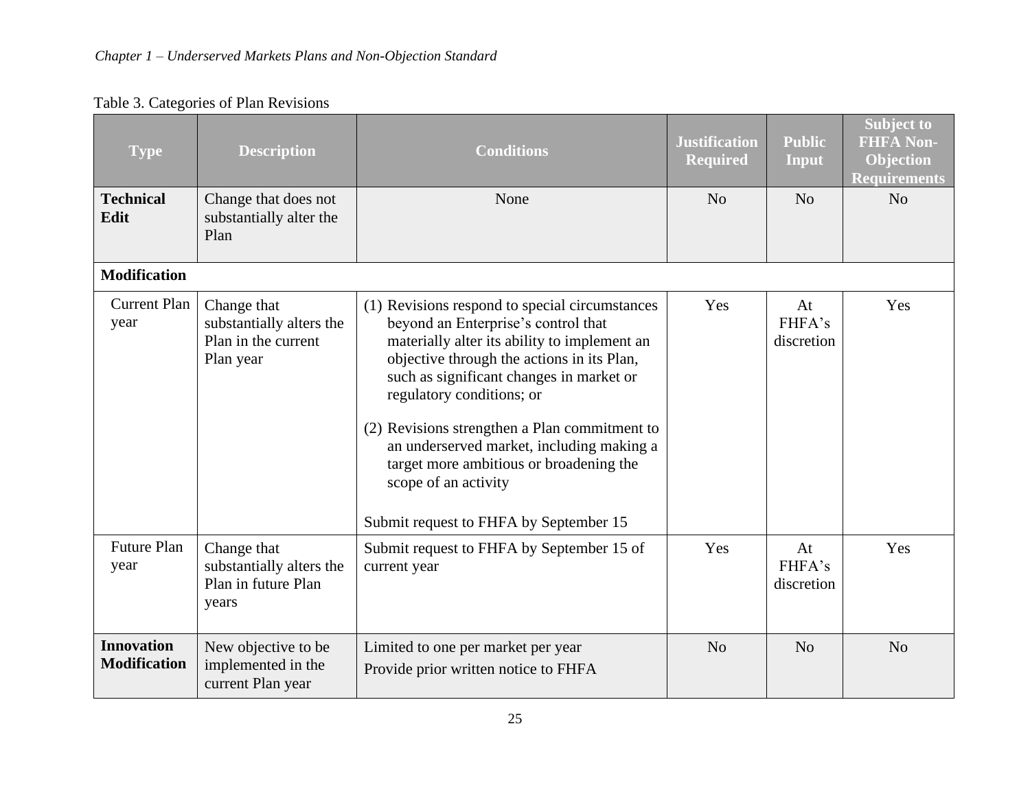Table 3. Categories of Plan Revisions

| Type | Description | Conditions | Justification Required | Public Input | Subject to FHFA Non-Objection Requirements |
|---|---|---|---|---|---|
| **Technical Edit** | Change that does not substantially alter the Plan | None | No | No | No |
| **Modification** | | | | | |
| Current Plan year | Change that substantially alters the Plan in the current Plan year | (1) Revisions respond to special circumstances beyond an Enterprise's control that materially alter its ability to implement an objective through the actions in its Plan, such as significant changes in market or regulatory conditions; or<br><br>(2) Revisions strengthen a Plan commitment to an underserved market, including making a target more ambitious or broadening the scope of an activity<br><br>Submit request to FHFA by September 15 | Yes | At FHFA's discretion | Yes |
| Future Plan year | Change that substantially alters the Plan in future Plan years | Submit request to FHFA by September 15 of current year | Yes | At FHFA's discretion | Yes |
| **Innovation Modification** | New objective to be implemented in the current Plan year | Limited to one per market per year<br>Provide prior written notice to FHFA | No | No | No |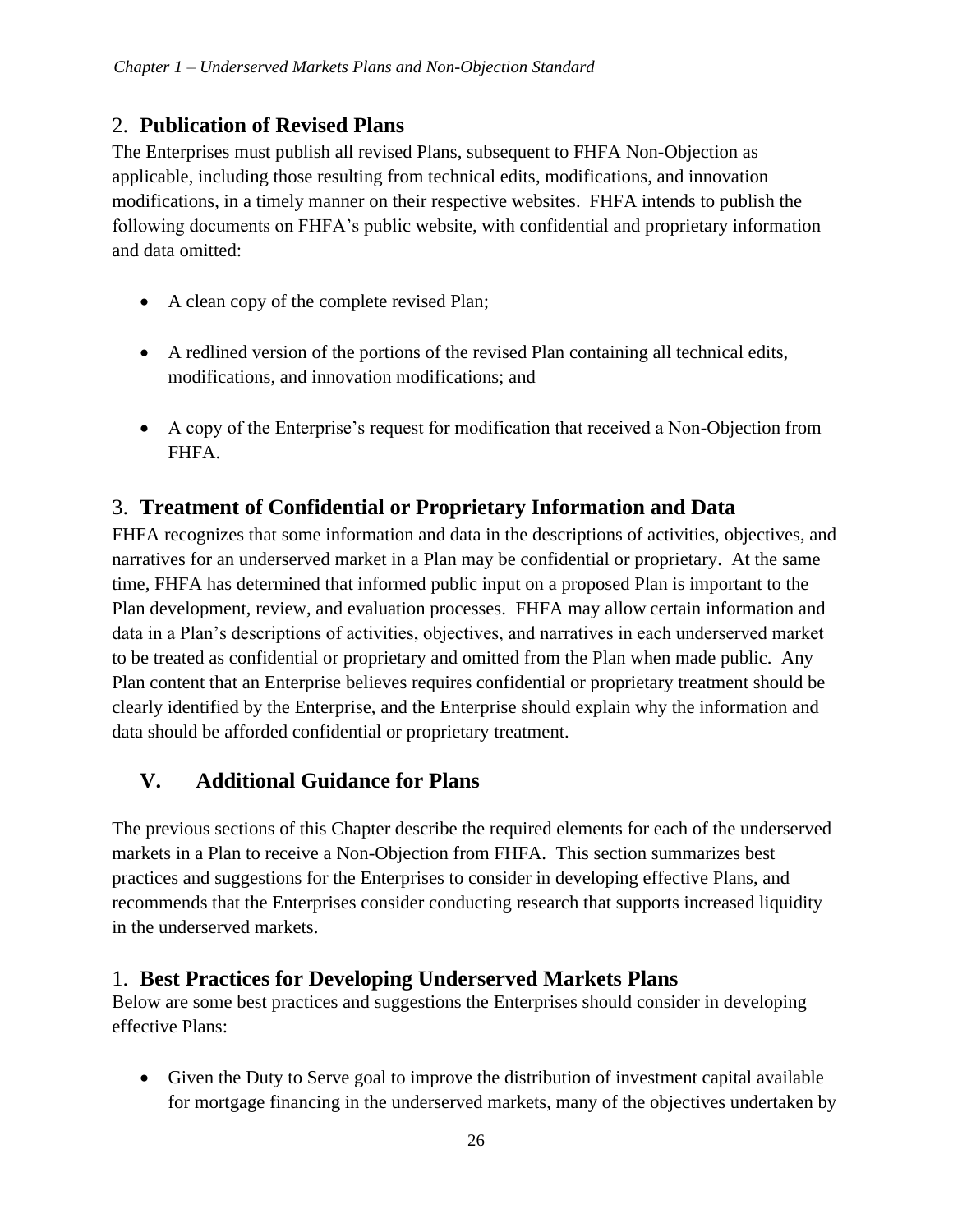### 2. **Publication of Revised Plans**

The Enterprises must publish all revised Plans, subsequent to FHFA Non-Objection as applicable, including those resulting from technical edits, modifications, and innovation modifications, in a timely manner on their respective websites. FHFA intends to publish the following documents on FHFA's public website, with confidential and proprietary information and data omitted:

- A clean copy of the complete revised Plan;
- A redlined version of the portions of the revised Plan containing all technical edits, modifications, and innovation modifications; and
- A copy of the Enterprise's request for modification that received a Non-Objection from FHFA.

### 3. **Treatment of Confidential or Proprietary Information and Data**

FHFA recognizes that some information and data in the descriptions of activities, objectives, and narratives for an underserved market in a Plan may be confidential or proprietary. At the same time, FHFA has determined that informed public input on a proposed Plan is important to the Plan development, review, and evaluation processes. FHFA may allow certain information and data in a Plan's descriptions of activities, objectives, and narratives in each underserved market to be treated as confidential or proprietary and omitted from the Plan when made public. Any Plan content that an Enterprise believes requires confidential or proprietary treatment should be clearly identified by the Enterprise, and the Enterprise should explain why the information and data should be afforded confidential or proprietary treatment.

## V. Additional Guidance for Plans

The previous sections of this Chapter describe the required elements for each of the underserved markets in a Plan to receive a Non-Objection from FHFA. This section summarizes best practices and suggestions for the Enterprises to consider in developing effective Plans, and recommends that the Enterprises consider conducting research that supports increased liquidity in the underserved markets.

### 1. **Best Practices for Developing Underserved Markets Plans**

Below are some best practices and suggestions the Enterprises should consider in developing effective Plans:

- Given the Duty to Serve goal to improve the distribution of investment capital available for mortgage financing in the underserved markets, many of the objectives undertaken by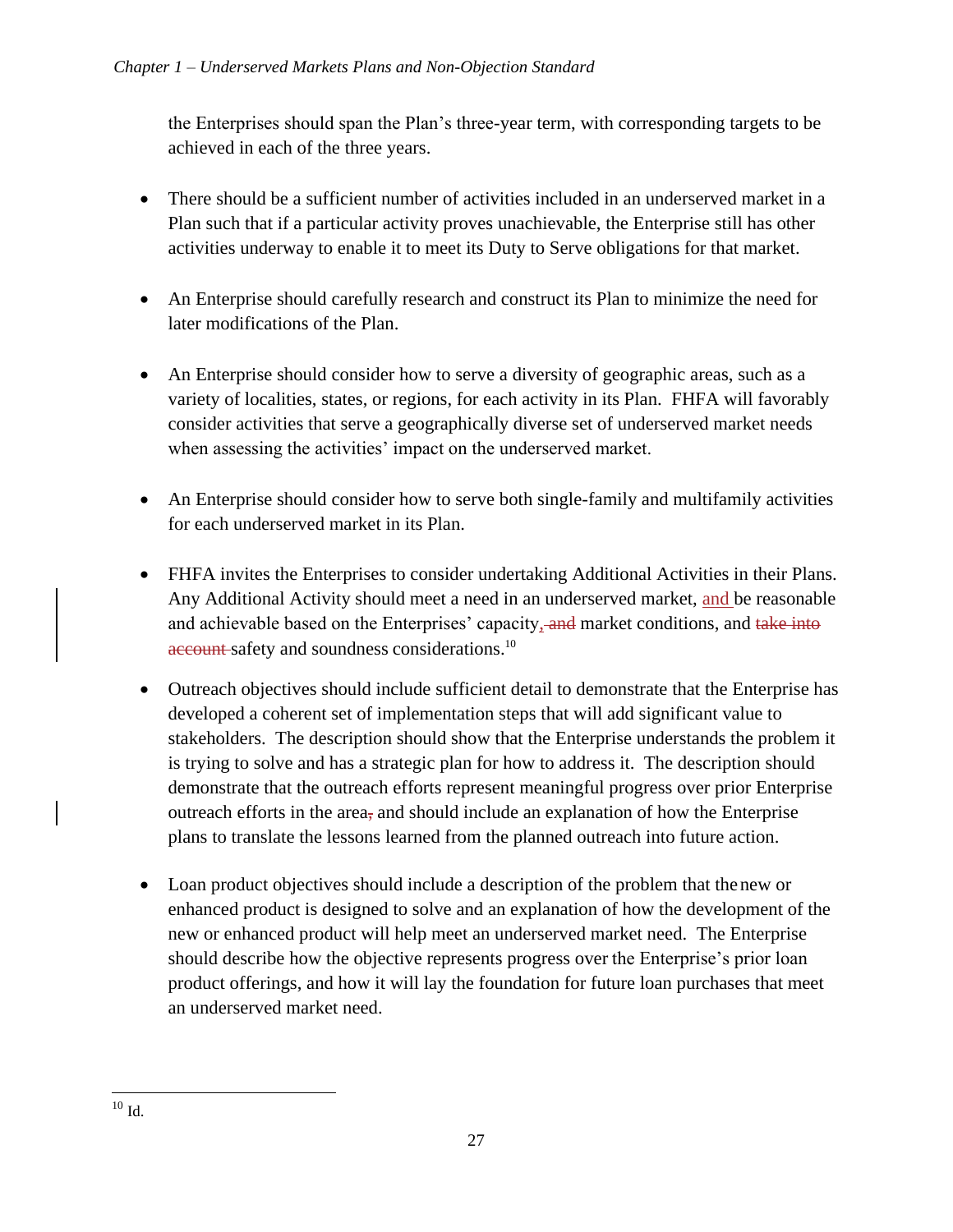the Enterprises should span the Plan's three-year term, with corresponding targets to be achieved in each of the three years.

- There should be a sufficient number of activities included in an underserved market in a Plan such that if a particular activity proves unachievable, the Enterprise still has other activities underway to enable it to meet its Duty to Serve obligations for that market.

- An Enterprise should carefully research and construct its Plan to minimize the need for later modifications of the Plan.

- An Enterprise should consider how to serve a diversity of geographic areas, such as a variety of localities, states, or regions, for each activity in its Plan. FHFA will favorably consider activities that serve a geographically diverse set of underserved market needs when assessing the activities' impact on the underserved market.

- An Enterprise should consider how to serve both single-family and multifamily activities for each underserved market in its Plan.

- FHFA invites the Enterprises to consider undertaking Additional Activities in their Plans. Any Additional Activity should meet a need in an underserved market, and be reasonable and achievable based on the Enterprises' capacity~~, and~~ market conditions, and ~~take into account~~ safety and soundness considerations.[10]

- Outreach objectives should include sufficient detail to demonstrate that the Enterprise has developed a coherent set of implementation steps that will add significant value to stakeholders. The description should show that the Enterprise understands the problem it is trying to solve and has a strategic plan for how to address it. The description should demonstrate that the outreach efforts represent meaningful progress over prior Enterprise outreach efforts in the area~~,~~ and should include an explanation of how the Enterprise plans to translate the lessons learned from the planned outreach into future action.

- Loan product objectives should include a description of the problem that the new or enhanced product is designed to solve and an explanation of how the development of the new or enhanced product will help meet an underserved market need. The Enterprise should describe how the objective represents progress over the Enterprise's prior loan product offerings, and how it will lay the foundation for future loan purchases that meet an underserved market need.

---

[10] Id.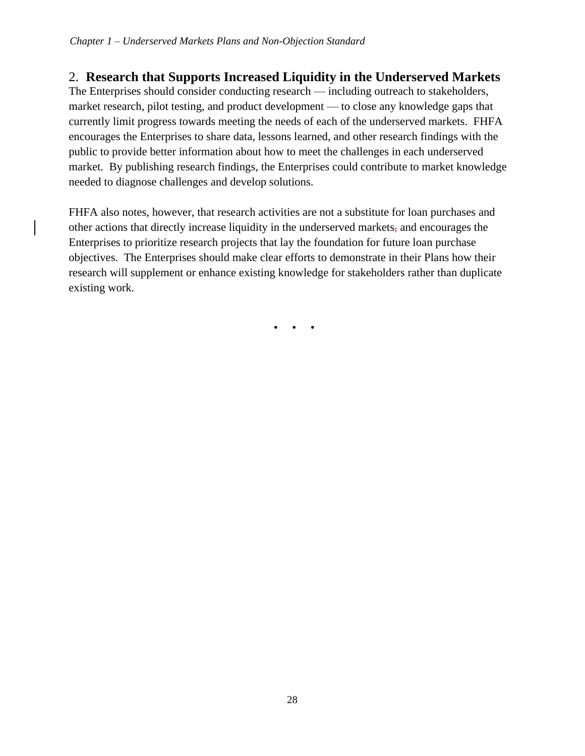## 2. Research that Supports Increased Liquidity in the Underserved Markets

The Enterprises should consider conducting research — including outreach to stakeholders, market research, pilot testing, and product development — to close any knowledge gaps that currently limit progress towards meeting the needs of each of the underserved markets. FHFA encourages the Enterprises to share data, lessons learned, and other research findings with the public to provide better information about how to meet the challenges in each underserved market. By publishing research findings, the Enterprises could contribute to market knowledge needed to diagnose challenges and develop solutions.

FHFA also notes, however, that research activities are not a substitute for loan purchases and other actions that directly increase liquidity in the underserved markets and encourages the Enterprises to prioritize research projects that lay the foundation for future loan purchase objectives. The Enterprises should make clear efforts to demonstrate in their Plans how their research will supplement or enhance existing knowledge for stakeholders rather than duplicate existing work.

• • •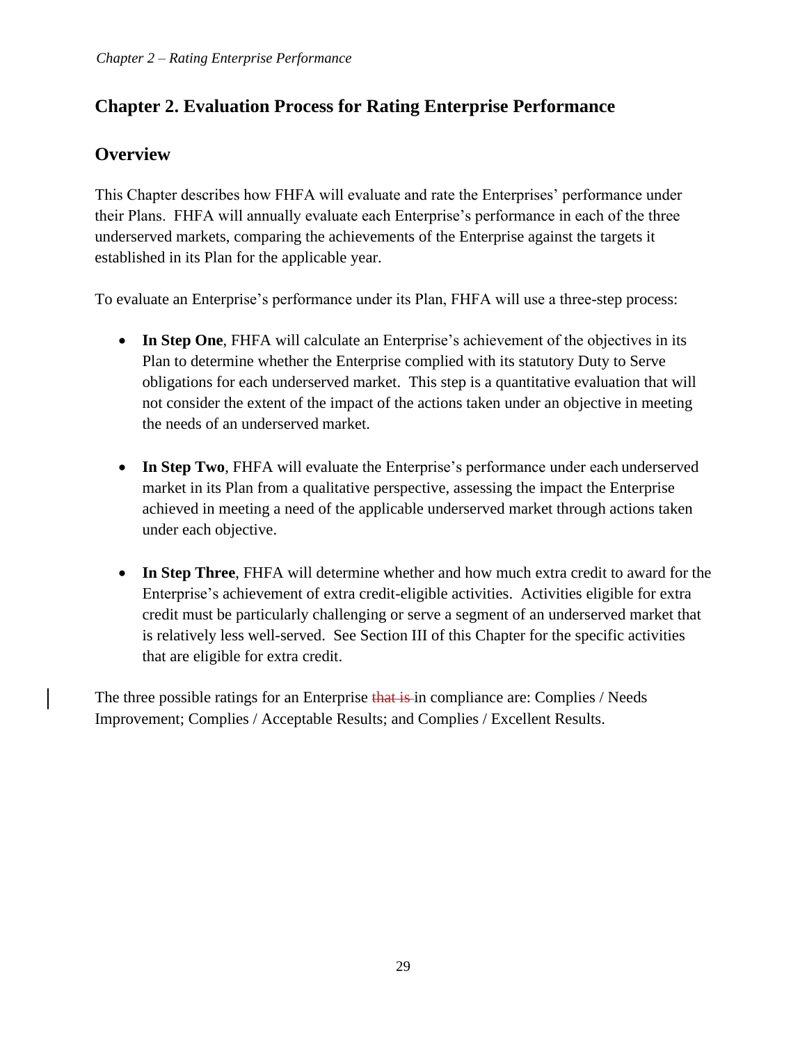# Chapter 2. Evaluation Process for Rating Enterprise Performance

## Overview

This Chapter describes how FHFA will evaluate and rate the Enterprises' performance under their Plans. FHFA will annually evaluate each Enterprise's performance in each of the three underserved markets, comparing the achievements of the Enterprise against the targets it established in its Plan for the applicable year.

To evaluate an Enterprise's performance under its Plan, FHFA will use a three-step process:

- **In Step One**, FHFA will calculate an Enterprise's achievement of the objectives in its Plan to determine whether the Enterprise complied with its statutory Duty to Serve obligations for each underserved market. This step is a quantitative evaluation that will not consider the extent of the impact of the actions taken under an objective in meeting the needs of an underserved market.

- **In Step Two**, FHFA will evaluate the Enterprise's performance under each underserved market in its Plan from a qualitative perspective, assessing the impact the Enterprise achieved in meeting a need of the applicable underserved market through actions taken under each objective.

- **In Step Three**, FHFA will determine whether and how much extra credit to award for the Enterprise's achievement of extra credit-eligible activities. Activities eligible for extra credit must be particularly challenging or serve a segment of an underserved market that is relatively less well-served. See Section III of this Chapter for the specific activities that are eligible for extra credit.

The three possible ratings for an Enterprise ~~that is~~ in compliance are: Complies / Needs Improvement; Complies / Acceptable Results; and Complies / Excellent Results.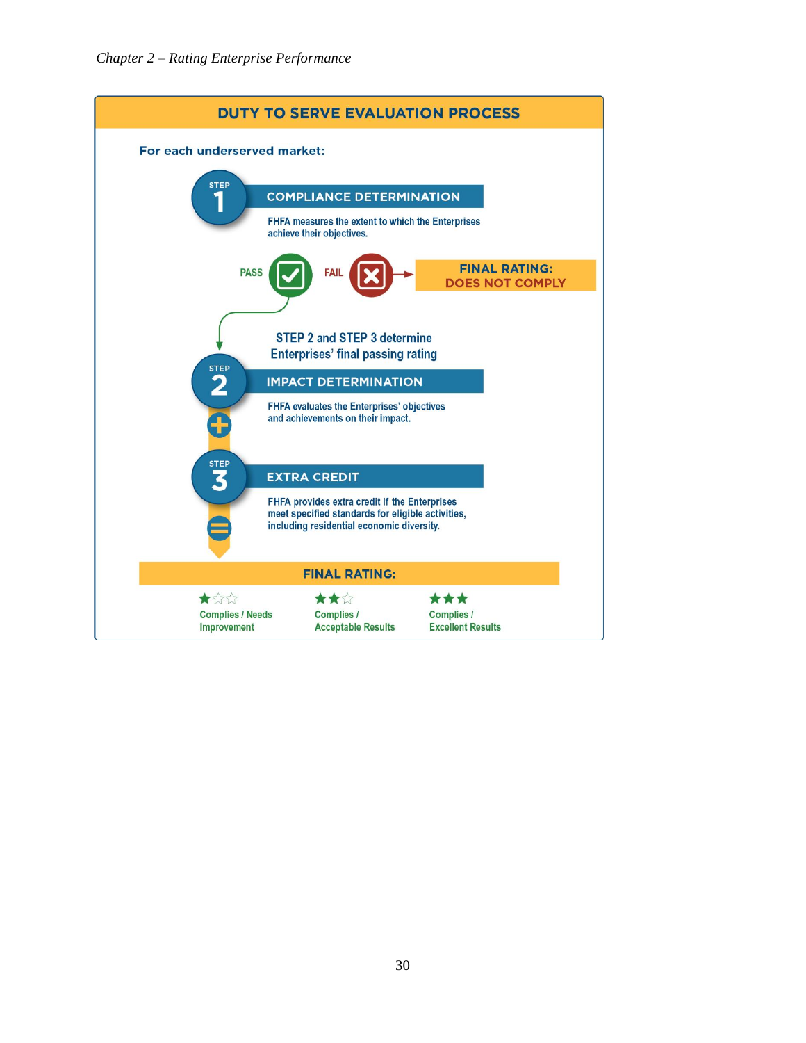## DUTY TO SERVE EVALUATION PROCESS

**For each underserved market:**

**STEP 1 — COMPLIANCE DETERMINATION**

FHFA measures the extent to which the Enterprises achieve their objectives.

PASS / FAIL → **FINAL RATING: DOES NOT COMPLY**

STEP 2 and STEP 3 determine Enterprises' final passing rating

**STEP 2 — IMPACT DETERMINATION**

FHFA evaluates the Enterprises' objectives and achievements on their impact.

+

**STEP 3 — EXTRA CREDIT**

FHFA provides extra credit if the Enterprises meet specified standards for eligible activities, including residential economic diversity.

=

**FINAL RATING:**

- ★☆☆ Complies / Needs Improvement
- ★★☆ Complies / Acceptable Results
- ★★★ Complies / Excellent Results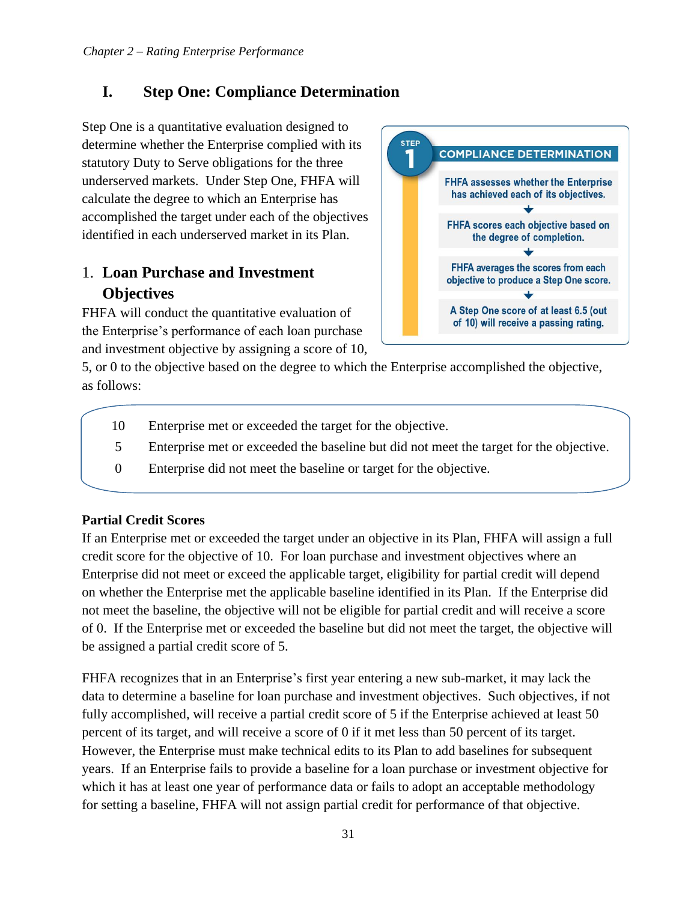## I. Step One: Compliance Determination

Step One is a quantitative evaluation designed to determine whether the Enterprise complied with its statutory Duty to Serve obligations for the three underserved markets. Under Step One, FHFA will calculate the degree to which an Enterprise has accomplished the target under each of the objectives identified in each underserved market in its Plan.

**STEP 1 — COMPLIANCE DETERMINATION**

- FHFA assesses whether the Enterprise has achieved each of its objectives.
- FHFA scores each objective based on the degree of completion.
- FHFA averages the scores from each objective to produce a Step One score.
- A Step One score of at least 6.5 (out of 10) will receive a passing rating.

### 1. Loan Purchase and Investment Objectives

FHFA will conduct the quantitative evaluation of the Enterprise's performance of each loan purchase and investment objective by assigning a score of 10, 5, or 0 to the objective based on the degree to which the Enterprise accomplished the objective, as follows:

| Score | Description |
|---|---|
| 10 | Enterprise met or exceeded the target for the objective. |
| 5 | Enterprise met or exceeded the baseline but did not meet the target for the objective. |
| 0 | Enterprise did not meet the baseline or target for the objective. |

**Partial Credit Scores**

If an Enterprise met or exceeded the target under an objective in its Plan, FHFA will assign a full credit score for the objective of 10. For loan purchase and investment objectives where an Enterprise did not meet or exceed the applicable target, eligibility for partial credit will depend on whether the Enterprise met the applicable baseline identified in its Plan. If the Enterprise did not meet the baseline, the objective will not be eligible for partial credit and will receive a score of 0. If the Enterprise met or exceeded the baseline but did not meet the target, the objective will be assigned a partial credit score of 5.

FHFA recognizes that in an Enterprise's first year entering a new sub-market, it may lack the data to determine a baseline for loan purchase and investment objectives. Such objectives, if not fully accomplished, will receive a partial credit score of 5 if the Enterprise achieved at least 50 percent of its target, and will receive a score of 0 if it met less than 50 percent of its target. However, the Enterprise must make technical edits to its Plan to add baselines for subsequent years. If an Enterprise fails to provide a baseline for a loan purchase or investment objective for which it has at least one year of performance data or fails to adopt an acceptable methodology for setting a baseline, FHFA will not assign partial credit for performance of that objective.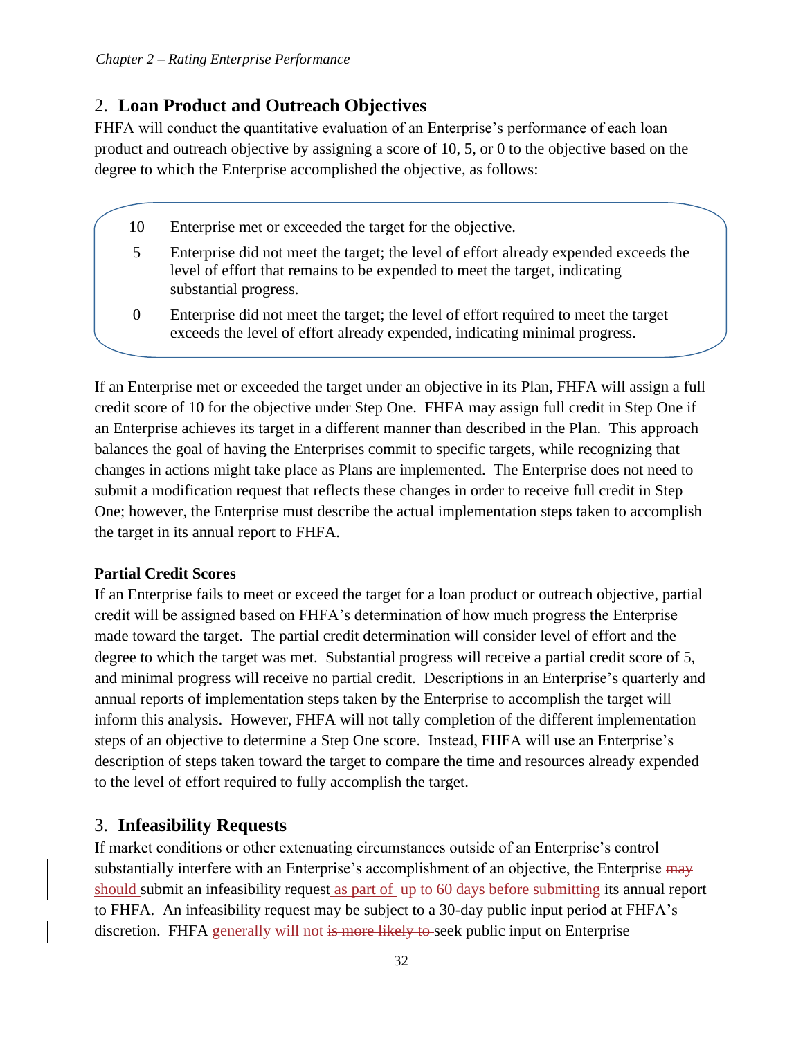## 2. Loan Product and Outreach Objectives

FHFA will conduct the quantitative evaluation of an Enterprise's performance of each loan product and outreach objective by assigning a score of 10, 5, or 0 to the objective based on the degree to which the Enterprise accomplished the objective, as follows:

| | |
|---|---|
| 10 | Enterprise met or exceeded the target for the objective. |
| 5 | Enterprise did not meet the target; the level of effort already expended exceeds the level of effort that remains to be expended to meet the target, indicating substantial progress. |
| 0 | Enterprise did not meet the target; the level of effort required to meet the target exceeds the level of effort already expended, indicating minimal progress. |

If an Enterprise met or exceeded the target under an objective in its Plan, FHFA will assign a full credit score of 10 for the objective under Step One. FHFA may assign full credit in Step One if an Enterprise achieves its target in a different manner than described in the Plan. This approach balances the goal of having the Enterprises commit to specific targets, while recognizing that changes in actions might take place as Plans are implemented. The Enterprise does not need to submit a modification request that reflects these changes in order to receive full credit in Step One; however, the Enterprise must describe the actual implementation steps taken to accomplish the target in its annual report to FHFA.

**Partial Credit Scores**

If an Enterprise fails to meet or exceed the target for a loan product or outreach objective, partial credit will be assigned based on FHFA's determination of how much progress the Enterprise made toward the target. The partial credit determination will consider level of effort and the degree to which the target was met. Substantial progress will receive a partial credit score of 5, and minimal progress will receive no partial credit. Descriptions in an Enterprise's quarterly and annual reports of implementation steps taken by the Enterprise to accomplish the target will inform this analysis. However, FHFA will not tally completion of the different implementation steps of an objective to determine a Step One score. Instead, FHFA will use an Enterprise's description of steps taken toward the target to compare the time and resources already expended to the level of effort required to fully accomplish the target.

## 3. Infeasibility Requests

If market conditions or other extenuating circumstances outside of an Enterprise's control substantially interfere with an Enterprise's accomplishment of an objective, the Enterprise ~~may~~ should submit an infeasibility request as part of ~~up to 60 days before submitting~~ its annual report to FHFA. An infeasibility request may be subject to a 30-day public input period at FHFA's discretion. FHFA generally will not ~~is more likely to~~ seek public input on Enterprise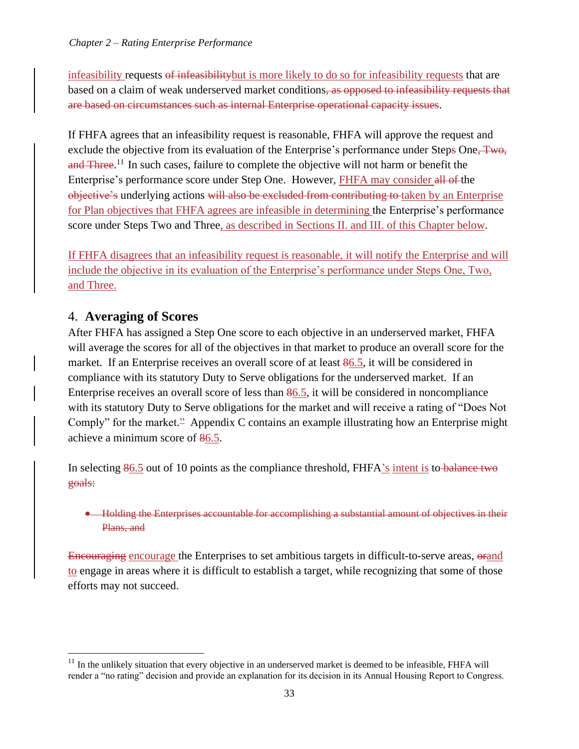infeasibility requests ~~of infeasibility~~but is more likely to do so for infeasibility requests that are based on a claim of weak underserved market conditions~~, as opposed to infeasibility requests that are based on circumstances such as internal Enterprise operational capacity issues~~.

If FHFA agrees that an infeasibility request is reasonable, FHFA will approve the request and exclude the objective from its evaluation of the Enterprise's performance under Step~~s~~ One~~, Two, and Three~~.[11] In such cases, failure to complete the objective will not harm or benefit the Enterprise's performance score under Step One. However, FHFA may consider ~~all of~~ the ~~objective's~~ underlying actions ~~will also be excluded from contributing to~~ taken by an Enterprise for Plan objectives that FHFA agrees are infeasible in determining the Enterprise's performance score under Steps Two and Three, as described in Sections II. and III. of this Chapter below.

If FHFA disagrees that an infeasibility request is reasonable, it will notify the Enterprise and will include the objective in its evaluation of the Enterprise's performance under Steps One, Two, and Three.

## 4. **Averaging of Scores**

After FHFA has assigned a Step One score to each objective in an underserved market, FHFA will average the scores for all of the objectives in that market to produce an overall score for the market. If an Enterprise receives an overall score of at least ~~8~~6.5, it will be considered in compliance with its statutory Duty to Serve obligations for the underserved market. If an Enterprise receives an overall score of less than ~~8~~6.5, it will be considered in noncompliance with its statutory Duty to Serve obligations for the market and will receive a rating of "Does Not Comply" for the market.~~"~~ Appendix C contains an example illustrating how an Enterprise might achieve a minimum score of ~~8~~6.5.

In selecting ~~8~~6.5 out of 10 points as the compliance threshold, FHFA's intent is to ~~balance two goals:~~

- ~~Holding the Enterprises accountable for accomplishing a substantial amount of objectives in their Plans, and~~

~~Encouraging~~ encourage the Enterprises to set ambitious targets in difficult-to-serve areas, ~~or~~and to engage in areas where it is difficult to establish a target, while recognizing that some of those efforts may not succeed.

---

[11] In the unlikely situation that every objective in an underserved market is deemed to be infeasible, FHFA will render a "no rating" decision and provide an explanation for its decision in its Annual Housing Report to Congress.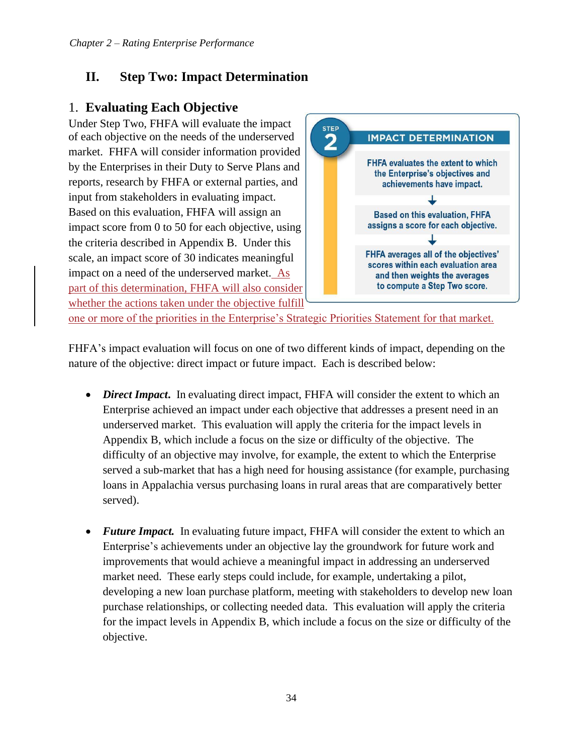## II. Step Two: Impact Determination

### 1. Evaluating Each Objective

Under Step Two, FHFA will evaluate the impact of each objective on the needs of the underserved market. FHFA will consider information provided by the Enterprises in their Duty to Serve Plans and reports, research by FHFA or external parties, and input from stakeholders in evaluating impact. Based on this evaluation, FHFA will assign an impact score from 0 to 50 for each objective, using the criteria described in Appendix B. Under this scale, an impact score of 30 indicates meaningful impact on a need of the underserved market. As part of this determination, FHFA will also consider whether the actions taken under the objective fulfill one or more of the priorities in the Enterprise's Strategic Priorities Statement for that market.

**STEP 2 — IMPACT DETERMINATION**

- FHFA evaluates the extent to which the Enterprise's objectives and achievements have impact.
- ↓
- Based on this evaluation, FHFA assigns a score for each objective.
- ↓
- FHFA averages all of the objectives' scores within each evaluation area and then weights the averages to compute a Step Two score.

FHFA's impact evaluation will focus on one of two different kinds of impact, depending on the nature of the objective: direct impact or future impact. Each is described below:

- ***Direct Impact.*** In evaluating direct impact, FHFA will consider the extent to which an Enterprise achieved an impact under each objective that addresses a present need in an underserved market. This evaluation will apply the criteria for the impact levels in Appendix B, which include a focus on the size or difficulty of the objective. The difficulty of an objective may involve, for example, the extent to which the Enterprise served a sub-market that has a high need for housing assistance (for example, purchasing loans in Appalachia versus purchasing loans in rural areas that are comparatively better served).

- ***Future Impact.*** In evaluating future impact, FHFA will consider the extent to which an Enterprise's achievements under an objective lay the groundwork for future work and improvements that would achieve a meaningful impact in addressing an underserved market need. These early steps could include, for example, undertaking a pilot, developing a new loan purchase platform, meeting with stakeholders to develop new loan purchase relationships, or collecting needed data. This evaluation will apply the criteria for the impact levels in Appendix B, which include a focus on the size or difficulty of the objective.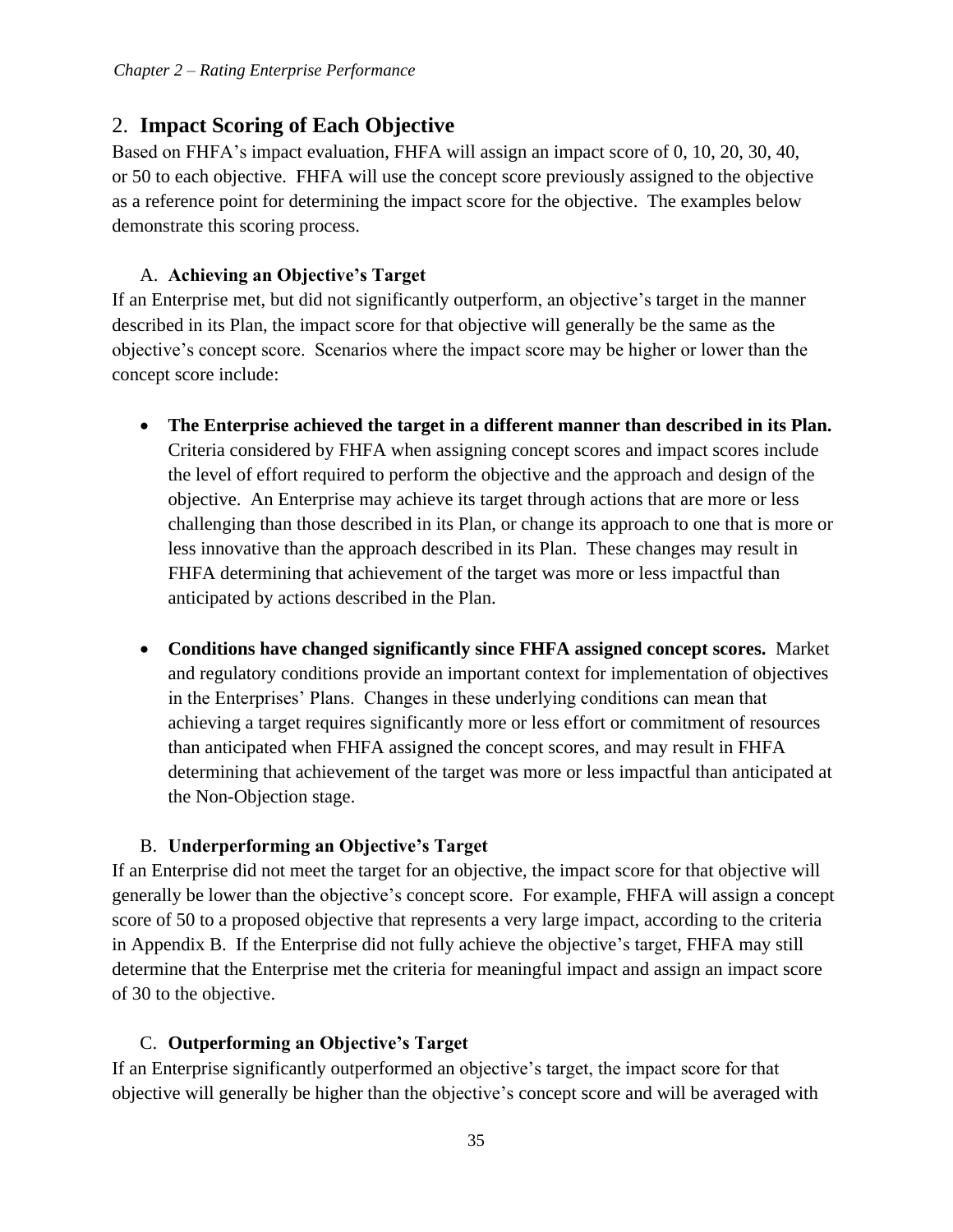## 2. Impact Scoring of Each Objective

Based on FHFA's impact evaluation, FHFA will assign an impact score of 0, 10, 20, 30, 40, or 50 to each objective. FHFA will use the concept score previously assigned to the objective as a reference point for determining the impact score for the objective. The examples below demonstrate this scoring process.

### A. Achieving an Objective's Target

If an Enterprise met, but did not significantly outperform, an objective's target in the manner described in its Plan, the impact score for that objective will generally be the same as the objective's concept score. Scenarios where the impact score may be higher or lower than the concept score include:

- **The Enterprise achieved the target in a different manner than described in its Plan.** Criteria considered by FHFA when assigning concept scores and impact scores include the level of effort required to perform the objective and the approach and design of the objective. An Enterprise may achieve its target through actions that are more or less challenging than those described in its Plan, or change its approach to one that is more or less innovative than the approach described in its Plan. These changes may result in FHFA determining that achievement of the target was more or less impactful than anticipated by actions described in the Plan.

- **Conditions have changed significantly since FHFA assigned concept scores.** Market and regulatory conditions provide an important context for implementation of objectives in the Enterprises' Plans. Changes in these underlying conditions can mean that achieving a target requires significantly more or less effort or commitment of resources than anticipated when FHFA assigned the concept scores, and may result in FHFA determining that achievement of the target was more or less impactful than anticipated at the Non-Objection stage.

### B. Underperforming an Objective's Target

If an Enterprise did not meet the target for an objective, the impact score for that objective will generally be lower than the objective's concept score. For example, FHFA will assign a concept score of 50 to a proposed objective that represents a very large impact, according to the criteria in Appendix B. If the Enterprise did not fully achieve the objective's target, FHFA may still determine that the Enterprise met the criteria for meaningful impact and assign an impact score of 30 to the objective.

### C. Outperforming an Objective's Target

If an Enterprise significantly outperformed an objective's target, the impact score for that objective will generally be higher than the objective's concept score and will be averaged with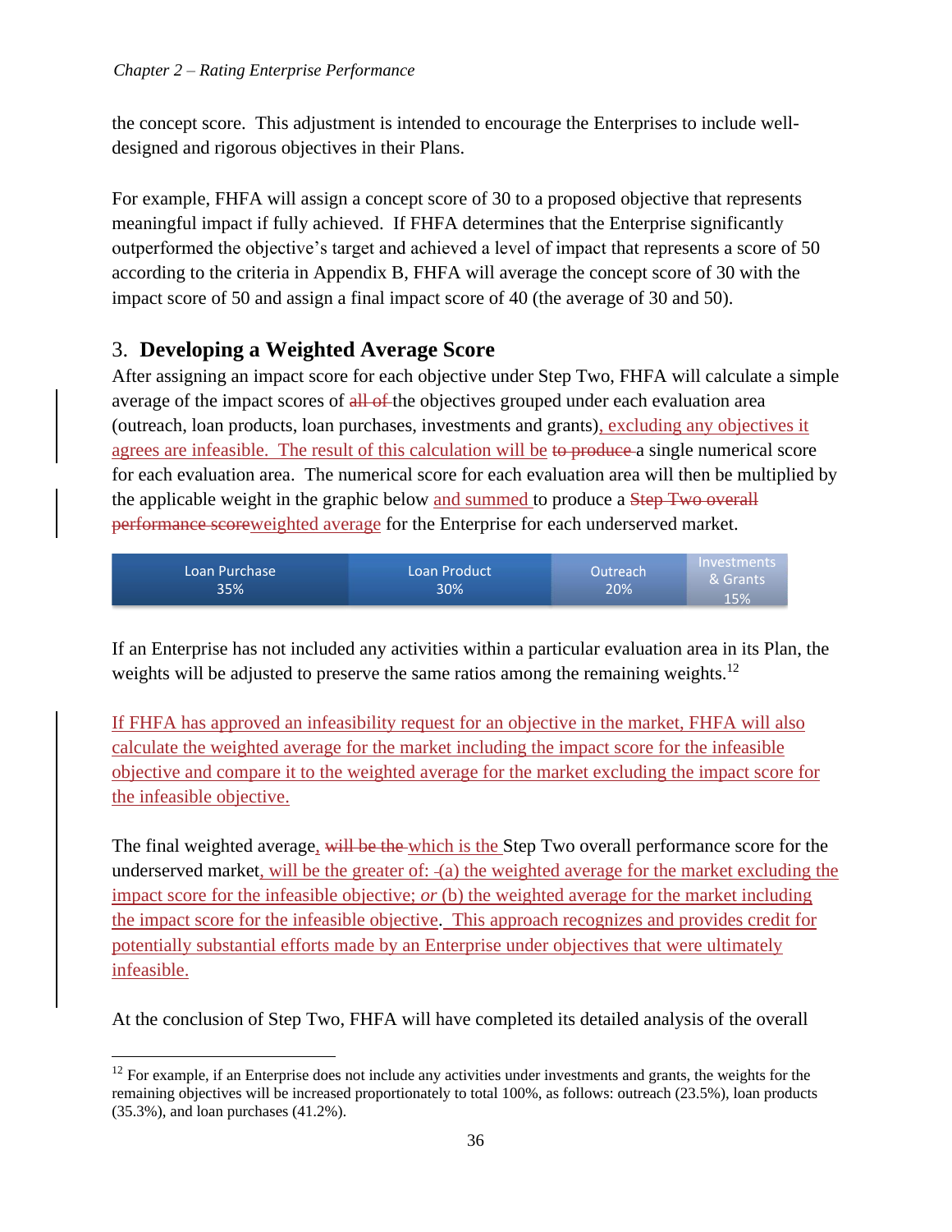the concept score. This adjustment is intended to encourage the Enterprises to include well-designed and rigorous objectives in their Plans.

For example, FHFA will assign a concept score of 30 to a proposed objective that represents meaningful impact if fully achieved. If FHFA determines that the Enterprise significantly outperformed the objective's target and achieved a level of impact that represents a score of 50 according to the criteria in Appendix B, FHFA will average the concept score of 30 with the impact score of 50 and assign a final impact score of 40 (the average of 30 and 50).

## 3. Developing a Weighted Average Score

After assigning an impact score for each objective under Step Two, FHFA will calculate a simple average of the impact scores of ~~all of~~ the objectives grouped under each evaluation area (outreach, loan products, loan purchases, investments and grants), excluding any objectives it agrees are infeasible. The result of this calculation will be ~~to produce~~ a single numerical score for each evaluation area. The numerical score for each evaluation area will then be multiplied by the applicable weight in the graphic below and summed to produce a ~~Step Two overall performance score~~weighted average for the Enterprise for each underserved market.

| Loan Purchase | Loan Product | Outreach | Investments & Grants |
|---|---|---|---|
| 35% | 30% | 20% | 15% |

If an Enterprise has not included any activities within a particular evaluation area in its Plan, the weights will be adjusted to preserve the same ratios among the remaining weights.[12]

If FHFA has approved an infeasibility request for an objective in the market, FHFA will also calculate the weighted average for the market including the impact score for the infeasible objective and compare it to the weighted average for the market excluding the impact score for the infeasible objective.

The final weighted average, ~~will be the~~ which is the Step Two overall performance score for the underserved market, will be the greater of: (a) the weighted average for the market excluding the impact score for the infeasible objective; *or* (b) the weighted average for the market including the impact score for the infeasible objective. This approach recognizes and provides credit for potentially substantial efforts made by an Enterprise under objectives that were ultimately infeasible.

At the conclusion of Step Two, FHFA will have completed its detailed analysis of the overall

[12] For example, if an Enterprise does not include any activities under investments and grants, the weights for the remaining objectives will be increased proportionately to total 100%, as follows: outreach (23.5%), loan products (35.3%), and loan purchases (41.2%).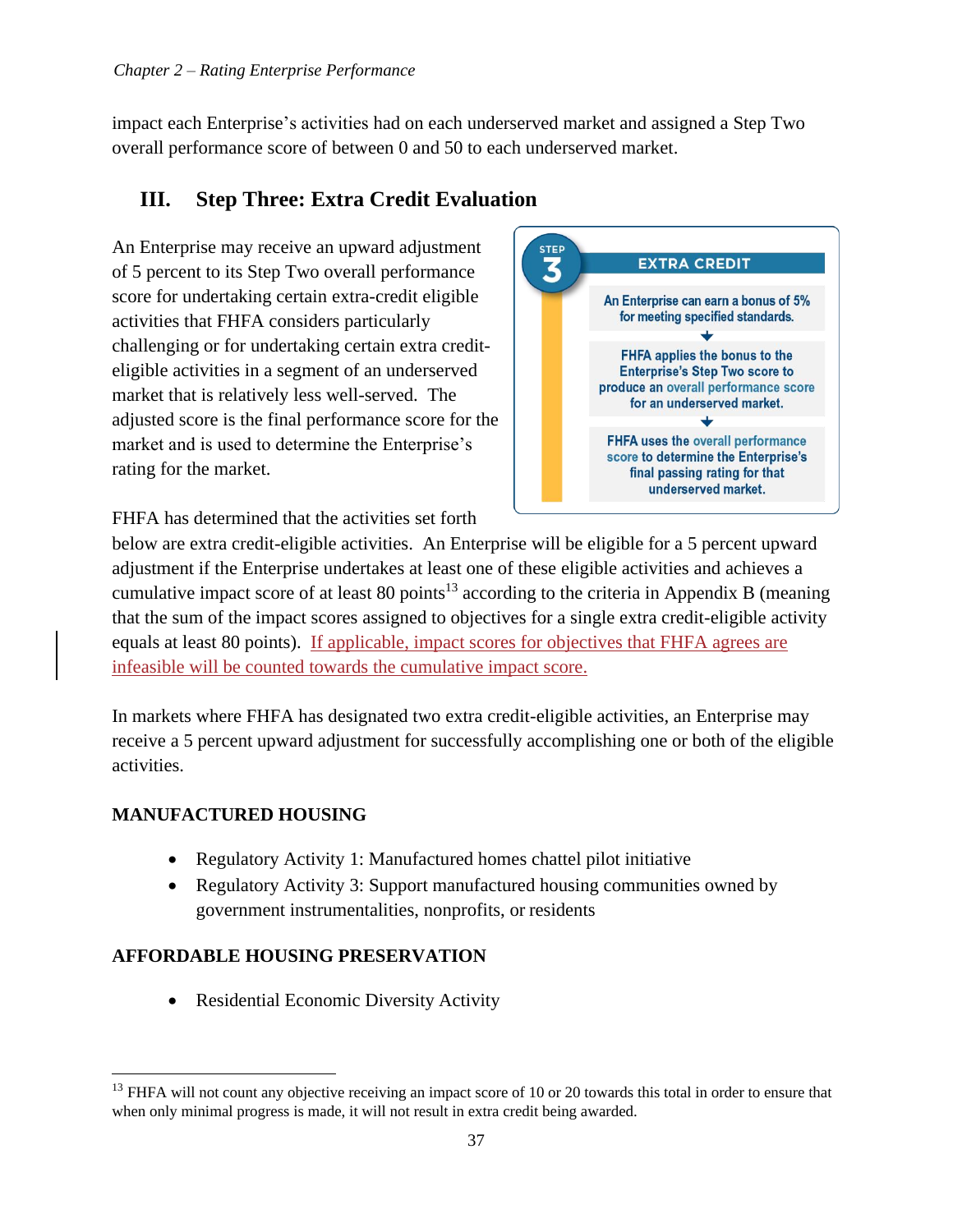impact each Enterprise's activities had on each underserved market and assigned a Step Two overall performance score of between 0 and 50 to each underserved market.

## III. Step Three: Extra Credit Evaluation

An Enterprise may receive an upward adjustment of 5 percent to its Step Two overall performance score for undertaking certain extra-credit eligible activities that FHFA considers particularly challenging or for undertaking certain extra credit-eligible activities in a segment of an underserved market that is relatively less well-served. The adjusted score is the final performance score for the market and is used to determine the Enterprise's rating for the market.

STEP 3 — EXTRA CREDIT

An Enterprise can earn a bonus of 5% for meeting specified standards.

↓

FHFA applies the bonus to the Enterprise's Step Two score to produce an overall performance score for an underserved market.

↓

FHFA uses the overall performance score to determine the Enterprise's final passing rating for that underserved market.

FHFA has determined that the activities set forth below are extra credit-eligible activities. An Enterprise will be eligible for a 5 percent upward adjustment if the Enterprise undertakes at least one of these eligible activities and achieves a cumulative impact score of at least 80 points[13] according to the criteria in Appendix B (meaning that the sum of the impact scores assigned to objectives for a single extra credit-eligible activity equals at least 80 points). If applicable, impact scores for objectives that FHFA agrees are infeasible will be counted towards the cumulative impact score.

In markets where FHFA has designated two extra credit-eligible activities, an Enterprise may receive a 5 percent upward adjustment for successfully accomplishing one or both of the eligible activities.

**MANUFACTURED HOUSING**

- Regulatory Activity 1: Manufactured homes chattel pilot initiative
- Regulatory Activity 3: Support manufactured housing communities owned by government instrumentalities, nonprofits, or residents

**AFFORDABLE HOUSING PRESERVATION**

- Residential Economic Diversity Activity

[13] FHFA will not count any objective receiving an impact score of 10 or 20 towards this total in order to ensure that when only minimal progress is made, it will not result in extra credit being awarded.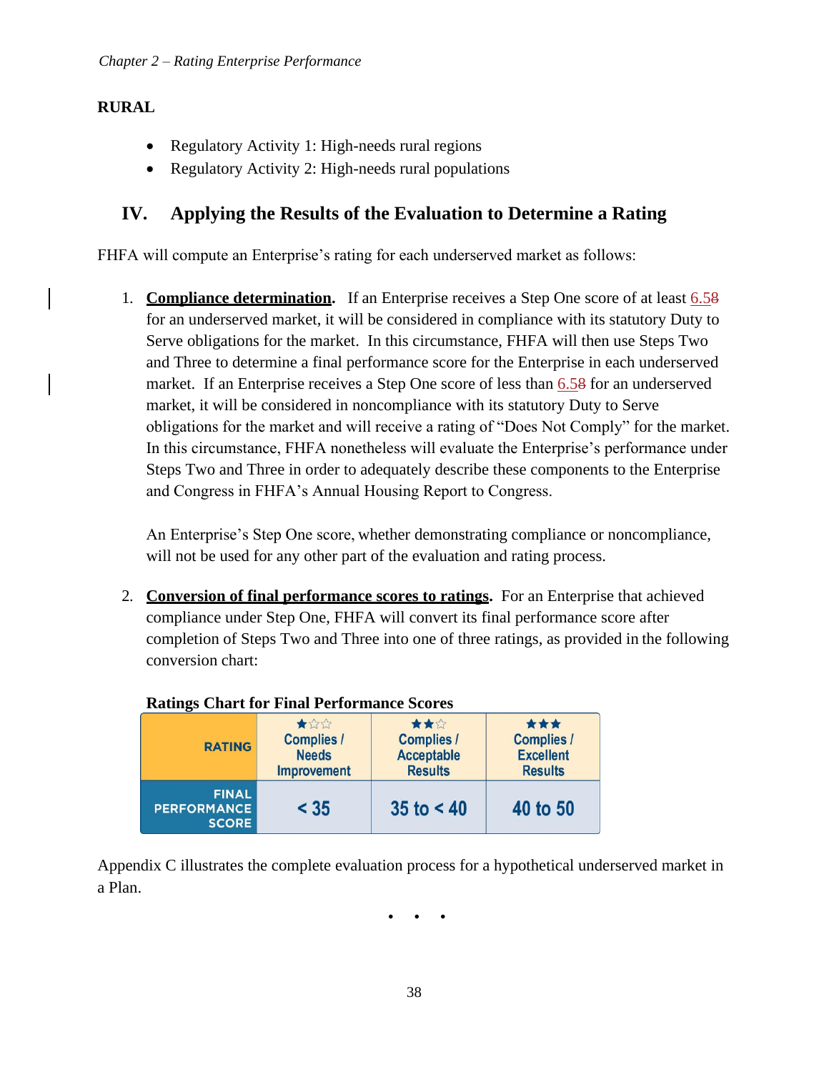**RURAL**

- Regulatory Activity 1: High-needs rural regions
- Regulatory Activity 2: High-needs rural populations

## IV. Applying the Results of the Evaluation to Determine a Rating

FHFA will compute an Enterprise's rating for each underserved market as follows:

1. **Compliance determination.** If an Enterprise receives a Step One score of at least 6.5~~8~~ for an underserved market, it will be considered in compliance with its statutory Duty to Serve obligations for the market. In this circumstance, FHFA will then use Steps Two and Three to determine a final performance score for the Enterprise in each underserved market. If an Enterprise receives a Step One score of less than 6.5~~8~~ for an underserved market, it will be considered in noncompliance with its statutory Duty to Serve obligations for the market and will receive a rating of "Does Not Comply" for the market. In this circumstance, FHFA nonetheless will evaluate the Enterprise's performance under Steps Two and Three in order to adequately describe these components to the Enterprise and Congress in FHFA's Annual Housing Report to Congress.

   An Enterprise's Step One score, whether demonstrating compliance or noncompliance, will not be used for any other part of the evaluation and rating process.

2. **Conversion of final performance scores to ratings.** For an Enterprise that achieved compliance under Step One, FHFA will convert its final performance score after completion of Steps Two and Three into one of three ratings, as provided in the following conversion chart:

**Ratings Chart for Final Performance Scores**

| RATING | ★☆☆ Complies / Needs Improvement | ★★☆ Complies / Acceptable Results | ★★★ Complies / Excellent Results |
|---|---|---|---|
| FINAL PERFORMANCE SCORE | < 35 | 35 to < 40 | 40 to 50 |

Appendix C illustrates the complete evaluation process for a hypothetical underserved market in a Plan.

• • •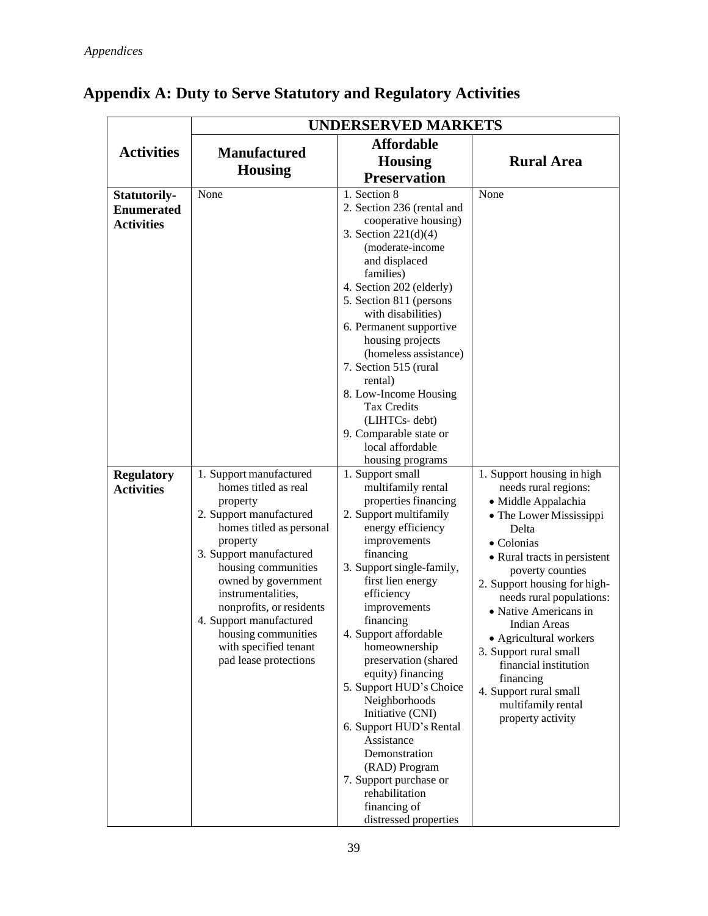## Appendix A: Duty to Serve Statutory and Regulatory Activities

| Activities | UNDERSERVED MARKETS | | |
|---|---|---|---|
| | **Manufactured Housing** | **Affordable Housing Preservation** | **Rural Area** |
| **Statutorily-Enumerated Activities** | None | 1. Section 8<br>2. Section 236 (rental and cooperative housing)<br>3. Section 221(d)(4) (moderate-income and displaced families)<br>4. Section 202 (elderly)<br>5. Section 811 (persons with disabilities)<br>6. Permanent supportive housing projects (homeless assistance)<br>7. Section 515 (rural rental)<br>8. Low-Income Housing Tax Credits (LIHTCs- debt)<br>9. Comparable state or local affordable housing programs | None |
| **Regulatory Activities** | 1. Support manufactured homes titled as real property<br>2. Support manufactured homes titled as personal property<br>3. Support manufactured housing communities owned by government instrumentalities, nonprofits, or residents<br>4. Support manufactured housing communities with specified tenant pad lease protections | 1. Support small multifamily rental properties financing<br>2. Support multifamily energy efficiency improvements financing<br>3. Support single-family, first lien energy efficiency improvements financing<br>4. Support affordable homeownership preservation (shared equity) financing<br>5. Support HUD's Choice Neighborhoods Initiative (CNI)<br>6. Support HUD's Rental Assistance Demonstration (RAD) Program<br>7. Support purchase or rehabilitation financing of distressed properties | 1. Support housing in high needs rural regions:<br>• Middle Appalachia<br>• The Lower Mississippi Delta<br>• Colonias<br>• Rural tracts in persistent poverty counties<br>2. Support housing for high-needs rural populations:<br>• Native Americans in Indian Areas<br>• Agricultural workers<br>3. Support rural small financial institution financing<br>4. Support rural small multifamily rental property activity |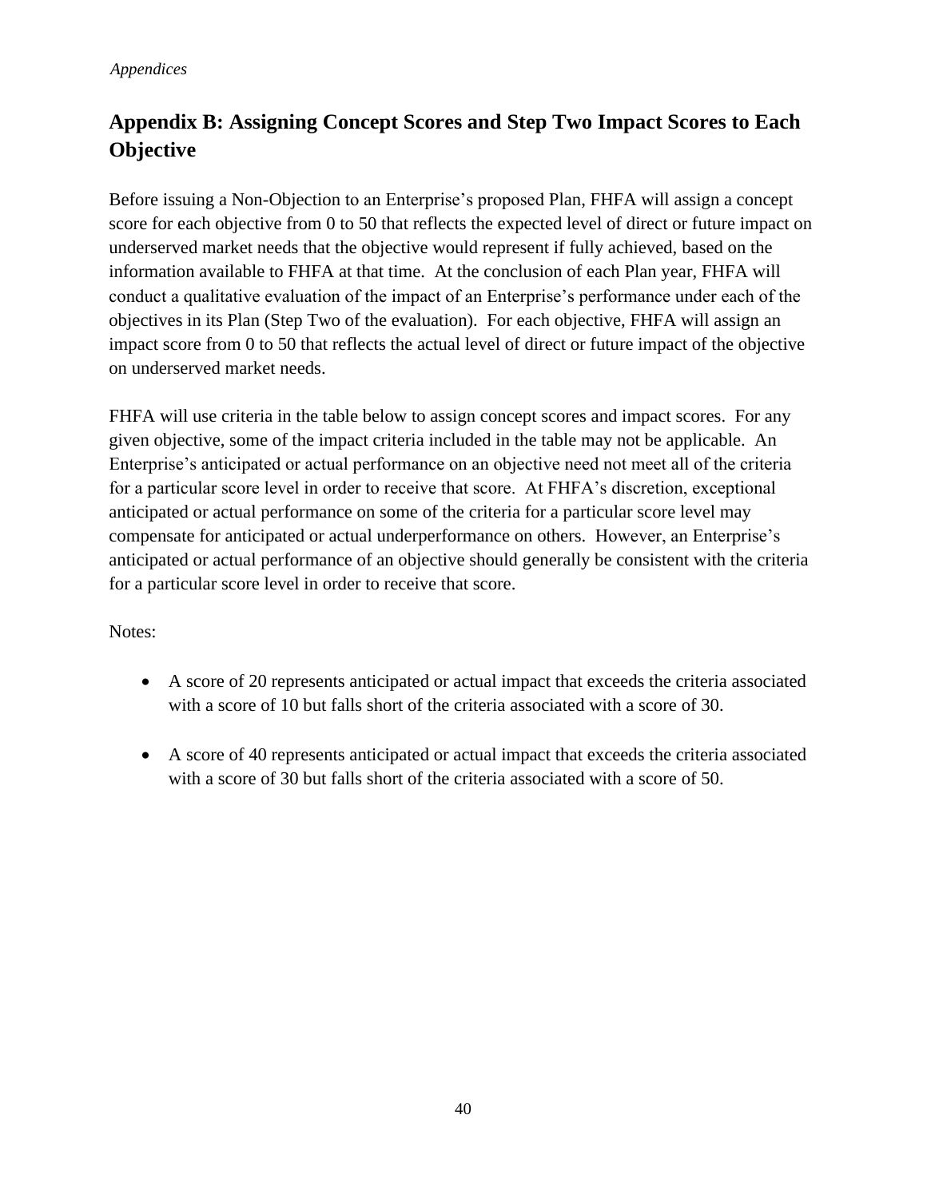## Appendix B: Assigning Concept Scores and Step Two Impact Scores to Each Objective

Before issuing a Non-Objection to an Enterprise's proposed Plan, FHFA will assign a concept score for each objective from 0 to 50 that reflects the expected level of direct or future impact on underserved market needs that the objective would represent if fully achieved, based on the information available to FHFA at that time. At the conclusion of each Plan year, FHFA will conduct a qualitative evaluation of the impact of an Enterprise's performance under each of the objectives in its Plan (Step Two of the evaluation). For each objective, FHFA will assign an impact score from 0 to 50 that reflects the actual level of direct or future impact of the objective on underserved market needs.

FHFA will use criteria in the table below to assign concept scores and impact scores. For any given objective, some of the impact criteria included in the table may not be applicable. An Enterprise's anticipated or actual performance on an objective need not meet all of the criteria for a particular score level in order to receive that score. At FHFA's discretion, exceptional anticipated or actual performance on some of the criteria for a particular score level may compensate for anticipated or actual underperformance on others. However, an Enterprise's anticipated or actual performance of an objective should generally be consistent with the criteria for a particular score level in order to receive that score.

Notes:

- A score of 20 represents anticipated or actual impact that exceeds the criteria associated with a score of 10 but falls short of the criteria associated with a score of 30.
- A score of 40 represents anticipated or actual impact that exceeds the criteria associated with a score of 30 but falls short of the criteria associated with a score of 50.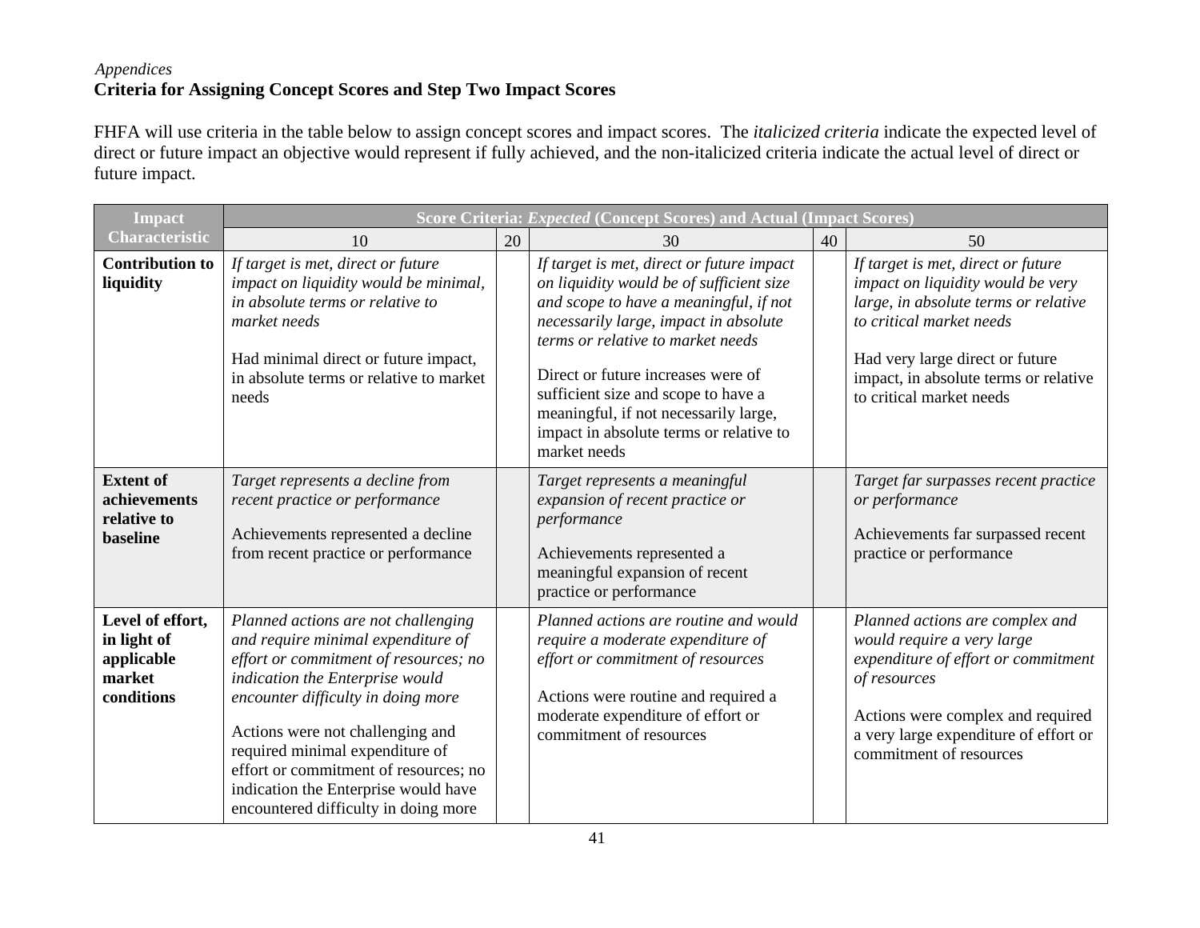*Appendices*

**Criteria for Assigning Concept Scores and Step Two Impact Scores**

FHFA will use criteria in the table below to assign concept scores and impact scores. The *italicized criteria* indicate the expected level of direct or future impact an objective would represent if fully achieved, and the non-italicized criteria indicate the actual level of direct or future impact.

| Impact Characteristic | Score Criteria: *Expected* (Concept Scores) and Actual (Impact Scores) | | | | |
|---|---|---|---|---|---|
| | 10 | 20 | 30 | 40 | 50 |
| **Contribution to liquidity** | *If target is met, direct or future impact on liquidity would be minimal, in absolute terms or relative to market needs*<br><br>Had minimal direct or future impact, in absolute terms or relative to market needs | | *If target is met, direct or future impact on liquidity would be of sufficient size and scope to have a meaningful, if not necessarily large, impact in absolute terms or relative to market needs*<br><br>Direct or future increases were of sufficient size and scope to have a meaningful, if not necessarily large, impact in absolute terms or relative to market needs | | *If target is met, direct or future impact on liquidity would be very large, in absolute terms or relative to critical market needs*<br><br>Had very large direct or future impact, in absolute terms or relative to critical market needs |
| **Extent of achievements relative to baseline** | *Target represents a decline from recent practice or performance*<br><br>Achievements represented a decline from recent practice or performance | | *Target represents a meaningful expansion of recent practice or performance*<br><br>Achievements represented a meaningful expansion of recent practice or performance | | *Target far surpasses recent practice or performance*<br><br>Achievements far surpassed recent practice or performance |
| **Level of effort, in light of applicable market conditions** | *Planned actions are not challenging and require minimal expenditure of effort or commitment of resources; no indication the Enterprise would encounter difficulty in doing more*<br><br>Actions were not challenging and required minimal expenditure of effort or commitment of resources; no indication the Enterprise would have encountered difficulty in doing more | | *Planned actions are routine and would require a moderate expenditure of effort or commitment of resources*<br><br>Actions were routine and required a moderate expenditure of effort or commitment of resources | | *Planned actions are complex and would require a very large expenditure of effort or commitment of resources*<br><br>Actions were complex and required a very large expenditure of effort or commitment of resources |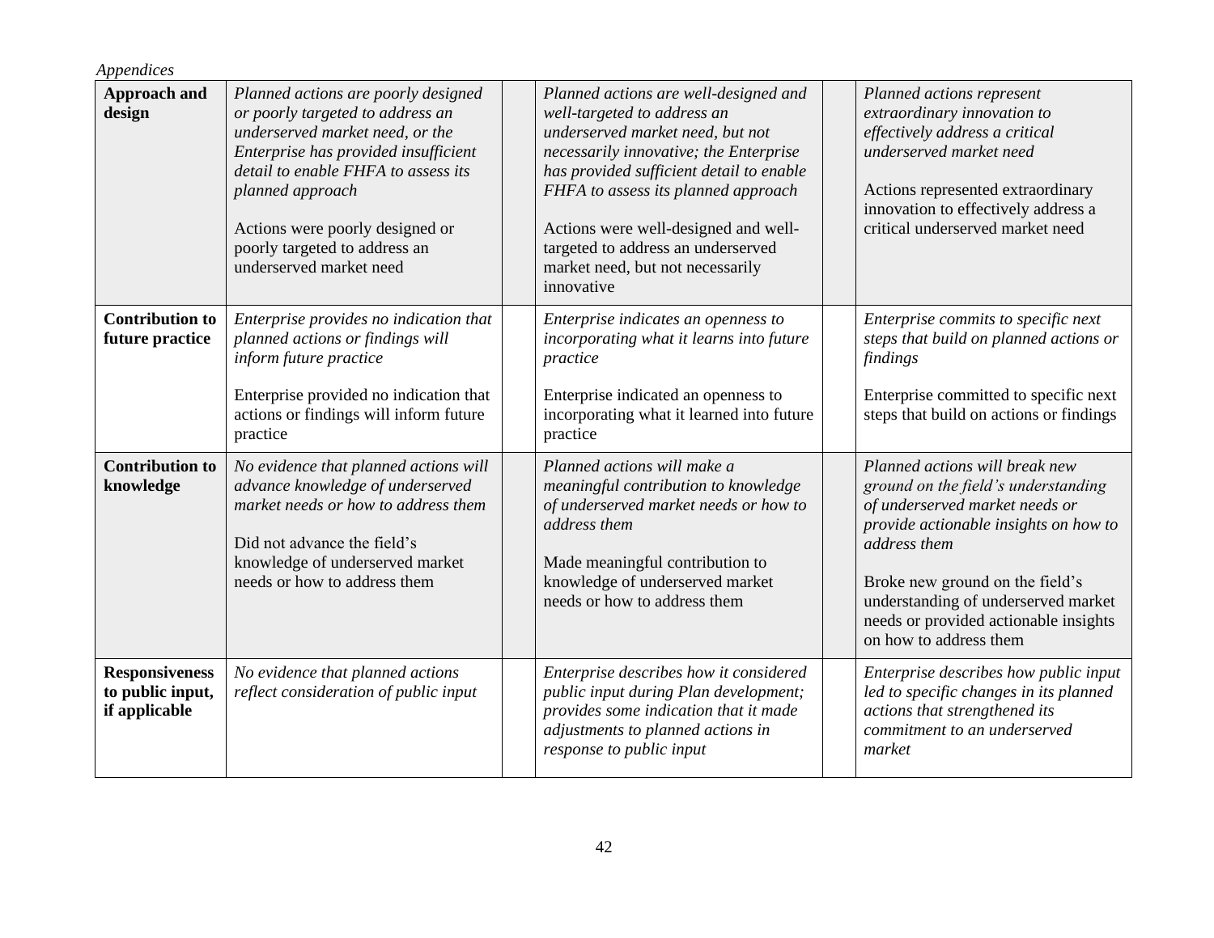| Approach and design | *Planned actions are poorly designed or poorly targeted to address an underserved market need, or the Enterprise has provided insufficient detail to enable FHFA to assess its planned approach*<br><br>Actions were poorly designed or poorly targeted to address an underserved market need | | *Planned actions are well-designed and well-targeted to address an underserved market need, but not necessarily innovative; the Enterprise has provided sufficient detail to enable FHFA to assess its planned approach*<br><br>Actions were well-designed and well-targeted to address an underserved market need, but not necessarily innovative | | *Planned actions represent extraordinary innovation to effectively address a critical underserved market need*<br><br>Actions represented extraordinary innovation to effectively address a critical underserved market need |
|---|---|---|---|---|---|
| **Contribution to future practice** | *Enterprise provides no indication that planned actions or findings will inform future practice*<br><br>Enterprise provided no indication that actions or findings will inform future practice | | *Enterprise indicates an openness to incorporating what it learns into future practice*<br><br>Enterprise indicated an openness to incorporating what it learned into future practice | | *Enterprise commits to specific next steps that build on planned actions or findings*<br><br>Enterprise committed to specific next steps that build on actions or findings |
| **Contribution to knowledge** | *No evidence that planned actions will advance knowledge of underserved market needs or how to address them*<br><br>Did not advance the field's knowledge of underserved market needs or how to address them | | *Planned actions will make a meaningful contribution to knowledge of underserved market needs or how to address them*<br><br>Made meaningful contribution to knowledge of underserved market needs or how to address them | | *Planned actions will break new ground on the field's understanding of underserved market needs or provide actionable insights on how to address them*<br><br>Broke new ground on the field's understanding of underserved market needs or provided actionable insights on how to address them |
| **Responsiveness to public input, if applicable** | *No evidence that planned actions reflect consideration of public input* | | *Enterprise describes how it considered public input during Plan development; provides some indication that it made adjustments to planned actions in response to public input* | | *Enterprise describes how public input led to specific changes in its planned actions that strengthened its commitment to an underserved market* |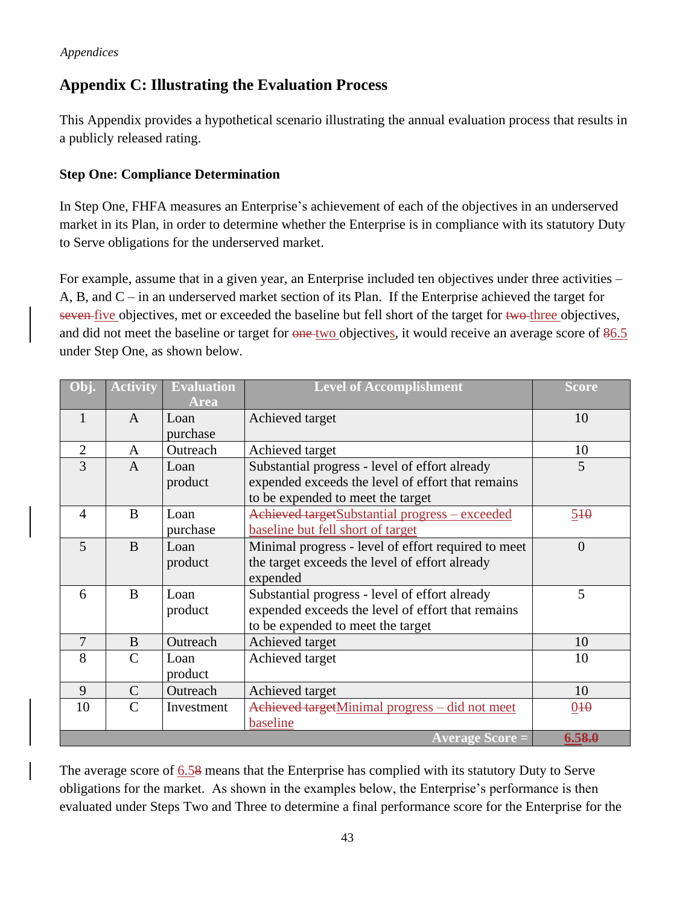## Appendix C: Illustrating the Evaluation Process

This Appendix provides a hypothetical scenario illustrating the annual evaluation process that results in a publicly released rating.

### Step One: Compliance Determination

In Step One, FHFA measures an Enterprise's achievement of each of the objectives in an underserved market in its Plan, in order to determine whether the Enterprise is in compliance with its statutory Duty to Serve obligations for the underserved market.

For example, assume that in a given year, an Enterprise included ten objectives under three activities – A, B, and C – in an underserved market section of its Plan. If the Enterprise achieved the target for ~~seven~~ five objectives, met or exceeded the baseline but fell short of the target for ~~two~~ three objectives, and did not meet the baseline or target for ~~one~~ two objectives, it would receive an average score of ~~8~~6.5 under Step One, as shown below.

| Obj. | Activity | Evaluation Area | Level of Accomplishment | Score |
|---|---|---|---|---|
| 1 | A | Loan purchase | Achieved target | 10 |
| 2 | A | Outreach | Achieved target | 10 |
| 3 | A | Loan product | Substantial progress - level of effort already expended exceeds the level of effort that remains to be expended to meet the target | 5 |
| 4 | B | Loan purchase | ~~Achieved target~~Substantial progress – exceeded baseline but fell short of target | 5~~10~~ |
| 5 | B | Loan product | Minimal progress - level of effort required to meet the target exceeds the level of effort already expended | 0 |
| 6 | B | Loan product | Substantial progress - level of effort already expended exceeds the level of effort that remains to be expended to meet the target | 5 |
| 7 | B | Outreach | Achieved target | 10 |
| 8 | C | Loan product | Achieved target | 10 |
| 9 | C | Outreach | Achieved target | 10 |
| 10 | C | Investment | ~~Achieved target~~Minimal progress – did not meet baseline | 0~~10~~ |
| | | | **Average Score =** | **6.5~~8.0~~** |

The average score of 6.5~~8~~ means that the Enterprise has complied with its statutory Duty to Serve obligations for the market. As shown in the examples below, the Enterprise's performance is then evaluated under Steps Two and Three to determine a final performance score for the Enterprise for the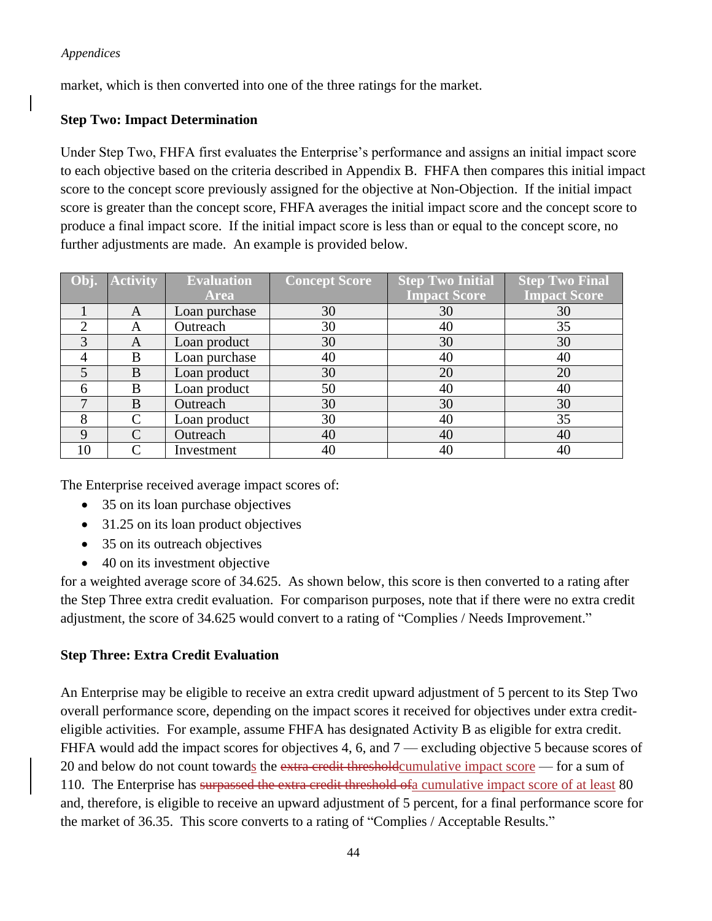market, which is then converted into one of the three ratings for the market.

**Step Two: Impact Determination**

Under Step Two, FHFA first evaluates the Enterprise's performance and assigns an initial impact score to each objective based on the criteria described in Appendix B. FHFA then compares this initial impact score to the concept score previously assigned for the objective at Non-Objection. If the initial impact score is greater than the concept score, FHFA averages the initial impact score and the concept score to produce a final impact score. If the initial impact score is less than or equal to the concept score, no further adjustments are made. An example is provided below.

| Obj. | Activity | Evaluation Area | Concept Score | Step Two Initial Impact Score | Step Two Final Impact Score |
|---|---|---|---|---|---|
| 1 | A | Loan purchase | 30 | 30 | 30 |
| 2 | A | Outreach | 30 | 40 | 35 |
| 3 | A | Loan product | 30 | 30 | 30 |
| 4 | B | Loan purchase | 40 | 40 | 40 |
| 5 | B | Loan product | 30 | 20 | 20 |
| 6 | B | Loan product | 50 | 40 | 40 |
| 7 | B | Outreach | 30 | 30 | 30 |
| 8 | C | Loan product | 30 | 40 | 35 |
| 9 | C | Outreach | 40 | 40 | 40 |
| 10 | C | Investment | 40 | 40 | 40 |

The Enterprise received average impact scores of:

- 35 on its loan purchase objectives
- 31.25 on its loan product objectives
- 35 on its outreach objectives
- 40 on its investment objective

for a weighted average score of 34.625. As shown below, this score is then converted to a rating after the Step Three extra credit evaluation. For comparison purposes, note that if there were no extra credit adjustment, the score of 34.625 would convert to a rating of "Complies / Needs Improvement."

**Step Three: Extra Credit Evaluation**

An Enterprise may be eligible to receive an extra credit upward adjustment of 5 percent to its Step Two overall performance score, depending on the impact scores it received for objectives under extra credit-eligible activities. For example, assume FHFA has designated Activity B as eligible for extra credit. FHFA would add the impact scores for objectives 4, 6, and 7 — excluding objective 5 because scores of 20 and below do not count towards the ~~extra credit threshold~~cumulative impact score — for a sum of 110. The Enterprise has ~~surpassed the extra credit threshold of~~a cumulative impact score of at least 80 and, therefore, is eligible to receive an upward adjustment of 5 percent, for a final performance score for the market of 36.35. This score converts to a rating of "Complies / Acceptable Results."